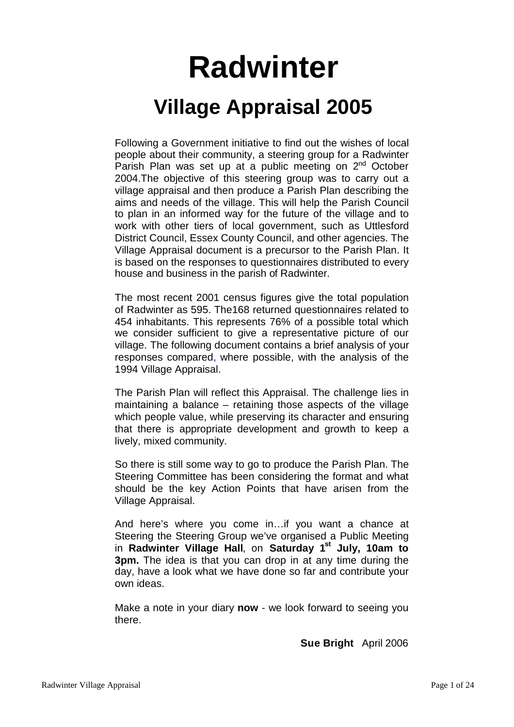# Radwinter

## Village Appraisal 2005

Following a Government initiative to find out the wishes of local people about their community, a steering group for a Radwinter Parish Plan was set up at a public meeting on 2nd October 2004.The objective of this steering group was to carry out a village appraisal and then produce a Parish Plan describing the aims and needs of the village. This will help the Parish Council to plan in an informed way for the future of the village and to work with other tiers of local government, such as Uttlesford District Council, Essex County Council, and other agencies. The Village Appraisal document is a precursor to the Parish Plan. It is based on the responses to questionnaires distributed to every house and business in the parish of Radwinter.

The most recent 2001 census figures give the total population of Radwinter as 595. The168 returned questionnaires related to 454 inhabitants. This represents 76% of a possible total which we consider sufficient to give a representative picture of our village. The following document contains a brief analysis of your responses compared, where possible, with the analysis of the 1994 Village Appraisal.

The Parish Plan will reflect this Appraisal. The challenge lies in maintaining a balance – retaining those aspects of the village which people value, while preserving its character and ensuring that there is appropriate development and growth to keep a lively, mixed community.

So there is still some way to go to produce the Parish Plan. The Steering Committee has been considering the format and what should be the key Action Points that have arisen from the Village Appraisal.

And here's where you come in…if you want a chance at Steering the Steering Group we've organised a Public Meeting in **Radwinter Village Hall**, on **Saturday 1st July, 10am to 3pm.** The idea is that you can drop in at any time during the day, have a look what we have done so far and contribute your own ideas.

Make a note in your diary **now** - we look forward to seeing you there.

**Sue Bright** April 2006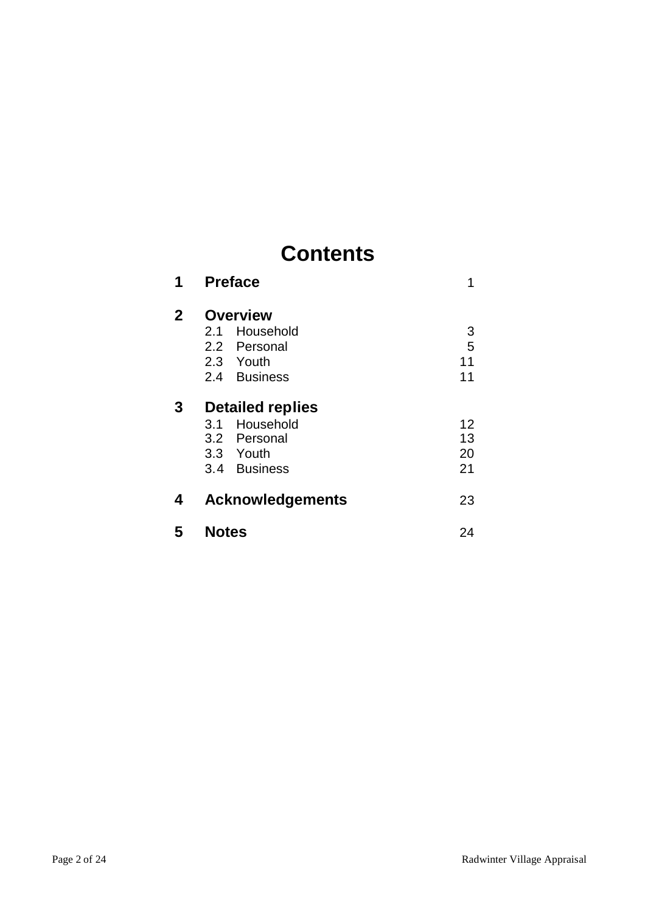# Contents

| | | |
|---|---|---|
| **1** | **Preface** | 1 |
| **2** | **Overview** | |
| | 2.1 Household | 3 |
| | 2.2 Personal | 5 |
| | 2.3 Youth | 11 |
| | 2.4 Business | 11 |
| **3** | **Detailed replies** | |
| | 3.1 Household | 12 |
| | 3.2 Personal | 13 |
| | 3.3 Youth | 20 |
| | 3.4 Business | 21 |
| **4** | **Acknowledgements** | 23 |
| **5** | **Notes** | 24 |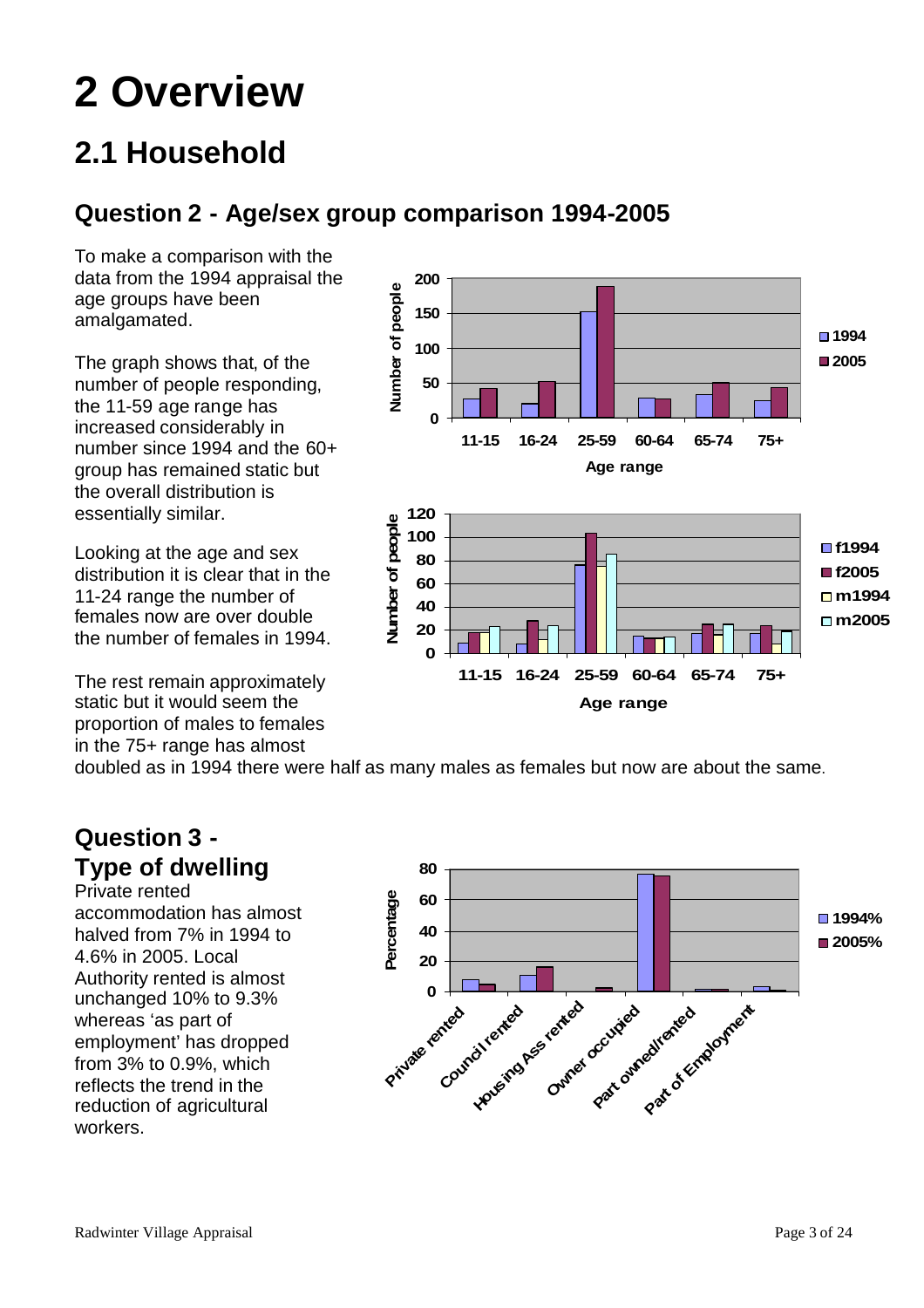# 2 Overview

## 2.1 Household

### Question 2 - Age/sex group comparison 1994-2005

To make a comparison with the data from the 1994 appraisal the age groups have been amalgamated.

The graph shows that, of the number of people responding, the 11-59 age range has increased considerably in number since 1994 and the 60+ group has remained static but the overall distribution is essentially similar.

Looking at the age and sex distribution it is clear that in the 11-24 range the number of females now are over double the number of females in 1994.

The rest remain approximately static but it would seem the proportion of males to females in the 75+ range has almost doubled as in 1994 there were half as many males as females but now are about the same.

### Question 3 - Type of dwelling

Private rented accommodation has almost halved from 7% in 1994 to 4.6% in 2005. Local Authority rented is almost unchanged 10% to 9.3% whereas 'as part of employment' has dropped from 3% to 0.9%, which reflects the trend in the reduction of agricultural workers.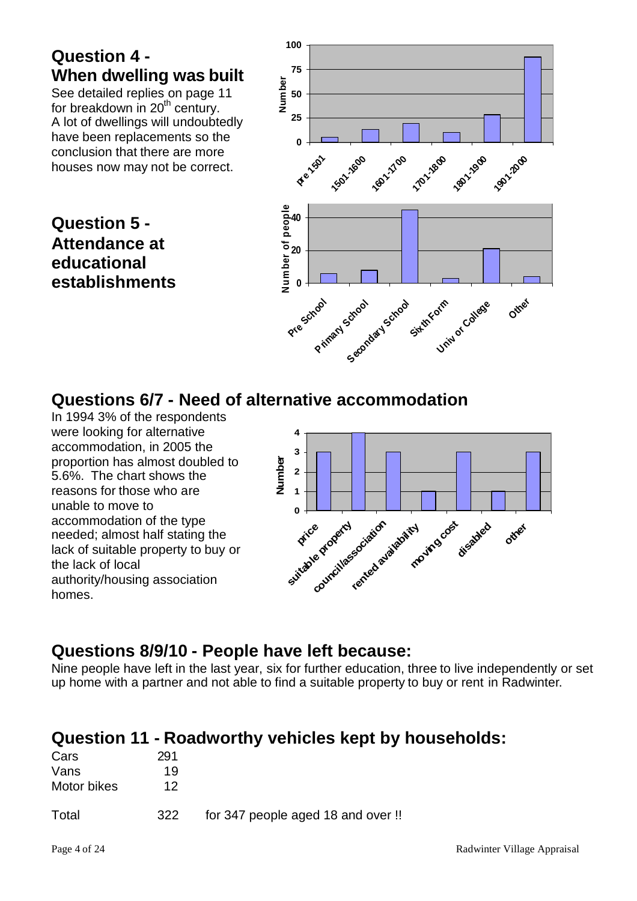## Question 4 - When dwelling was built

See detailed replies on page 11 for breakdown in 20th century. A lot of dwellings will undoubtedly have been replacements so the conclusion that there are more houses now may not be correct.

## Question 5 - Attendance at educational establishments

## Questions 6/7 - Need of alternative accommodation

In 1994 3% of the respondents were looking for alternative accommodation, in 2005 the proportion has almost doubled to 5.6%. The chart shows the reasons for those who are unable to move to accommodation of the type needed; almost half stating the lack of suitable property to buy or the lack of local authority/housing association homes.

## Questions 8/9/10 - People have left because:

Nine people have left in the last year, six for further education, three to live independently or set up home with a partner and not able to find a suitable property to buy or rent in Radwinter.

## Question 11 - Roadworthy vehicles kept by households:

| | | |
|---|---|---|
| Cars | 291 | |
| Vans | 19 | |
| Motor bikes | 12 | |
| Total | 322 | for 347 people aged 18 and over !! |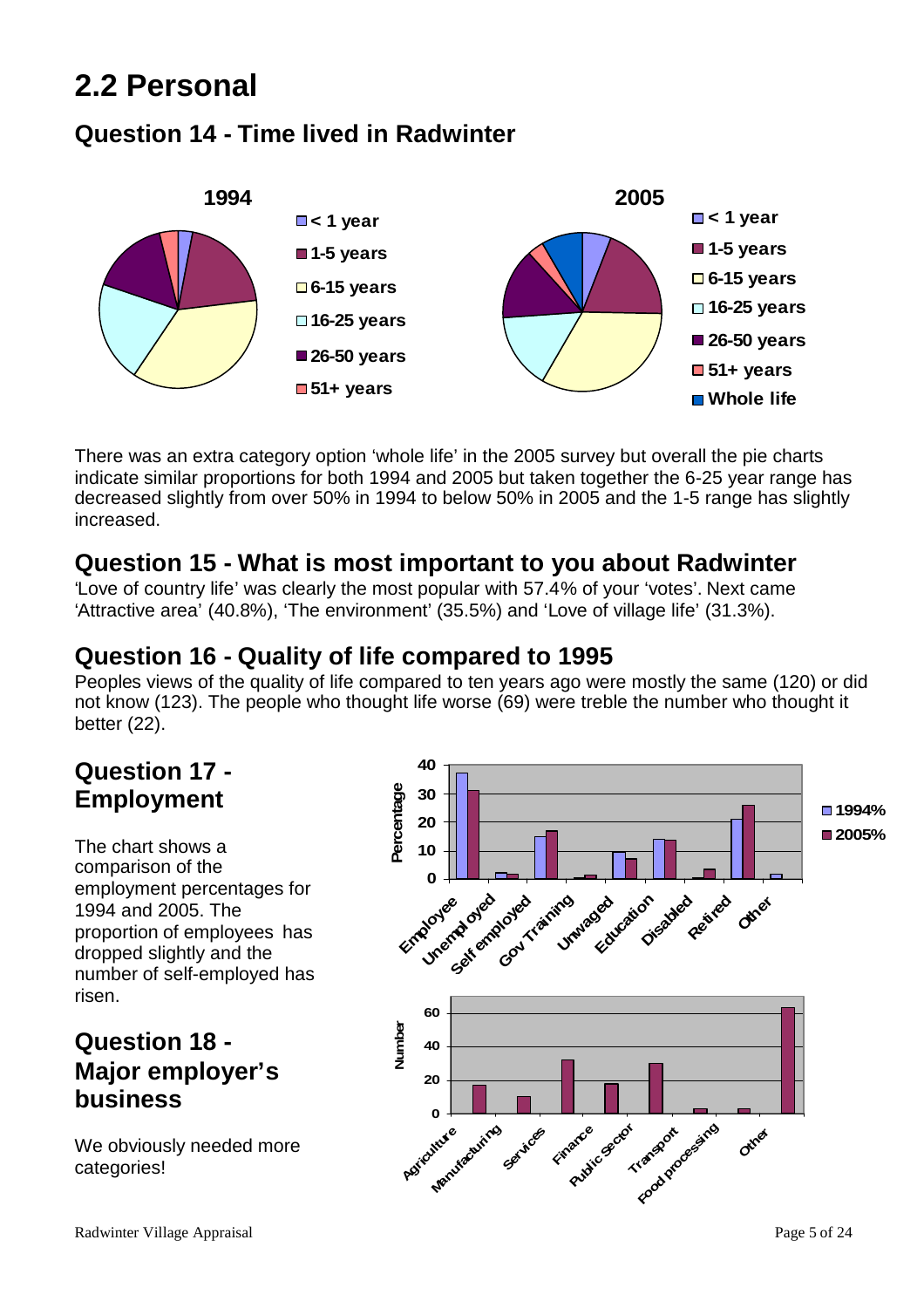# 2.2 Personal

## Question 14 - Time lived in Radwinter

There was an extra category option 'whole life' in the 2005 survey but overall the pie charts indicate similar proportions for both 1994 and 2005 but taken together the 6-25 year range has decreased slightly from over 50% in 1994 to below 50% in 2005 and the 1-5 range has slightly increased.

## Question 15 - What is most important to you about Radwinter

'Love of country life' was clearly the most popular with 57.4% of your 'votes'. Next came 'Attractive area' (40.8%), 'The environment' (35.5%) and 'Love of village life' (31.3%).

## Question 16 - Quality of life compared to 1995

Peoples views of the quality of life compared to ten years ago were mostly the same (120) or did not know (123). The people who thought life worse (69) were treble the number who thought it better (22).

## Question 17 - Employment

The chart shows a comparison of the employment percentages for 1994 and 2005. The proportion of employees has dropped slightly and the number of self-employed has risen.

## Question 18 - Major employer's business

We obviously needed more categories!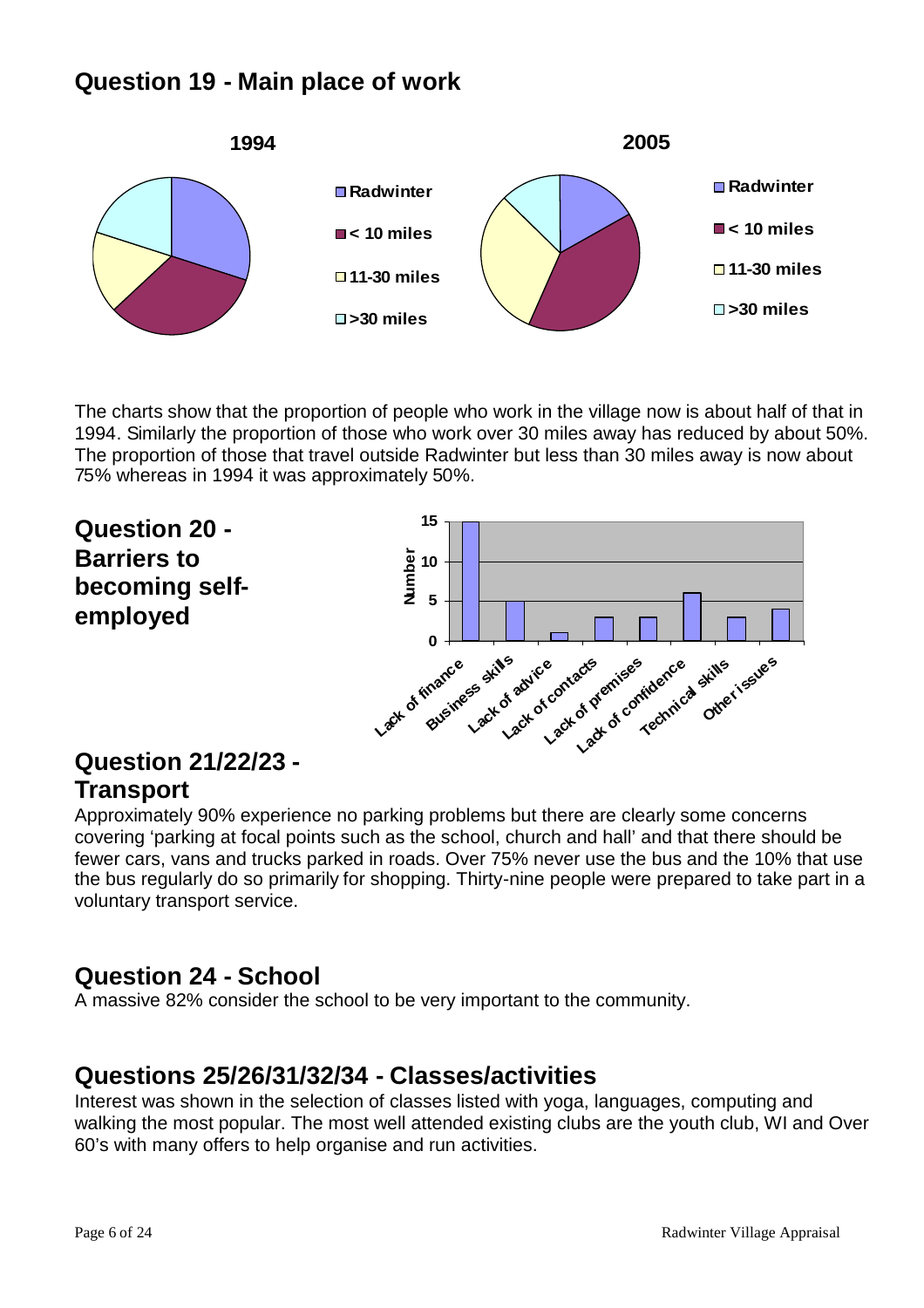## Question 19 - Main place of work

The charts show that the proportion of people who work in the village now is about half of that in 1994. Similarly the proportion of those who work over 30 miles away has reduced by about 50%. The proportion of those that travel outside Radwinter but less than 30 miles away is now about 75% whereas in 1994 it was approximately 50%.

## Question 20 - Barriers to becoming self-employed

## Question 21/22/23 - Transport

Approximately 90% experience no parking problems but there are clearly some concerns covering 'parking at focal points such as the school, church and hall' and that there should be fewer cars, vans and trucks parked in roads. Over 75% never use the bus and the 10% that use the bus regularly do so primarily for shopping. Thirty-nine people were prepared to take part in a voluntary transport service.

## Question 24 - School

A massive 82% consider the school to be very important to the community.

## Questions 25/26/31/32/34 - Classes/activities

Interest was shown in the selection of classes listed with yoga, languages, computing and walking the most popular. The most well attended existing clubs are the youth club, WI and Over 60's with many offers to help organise and run activities.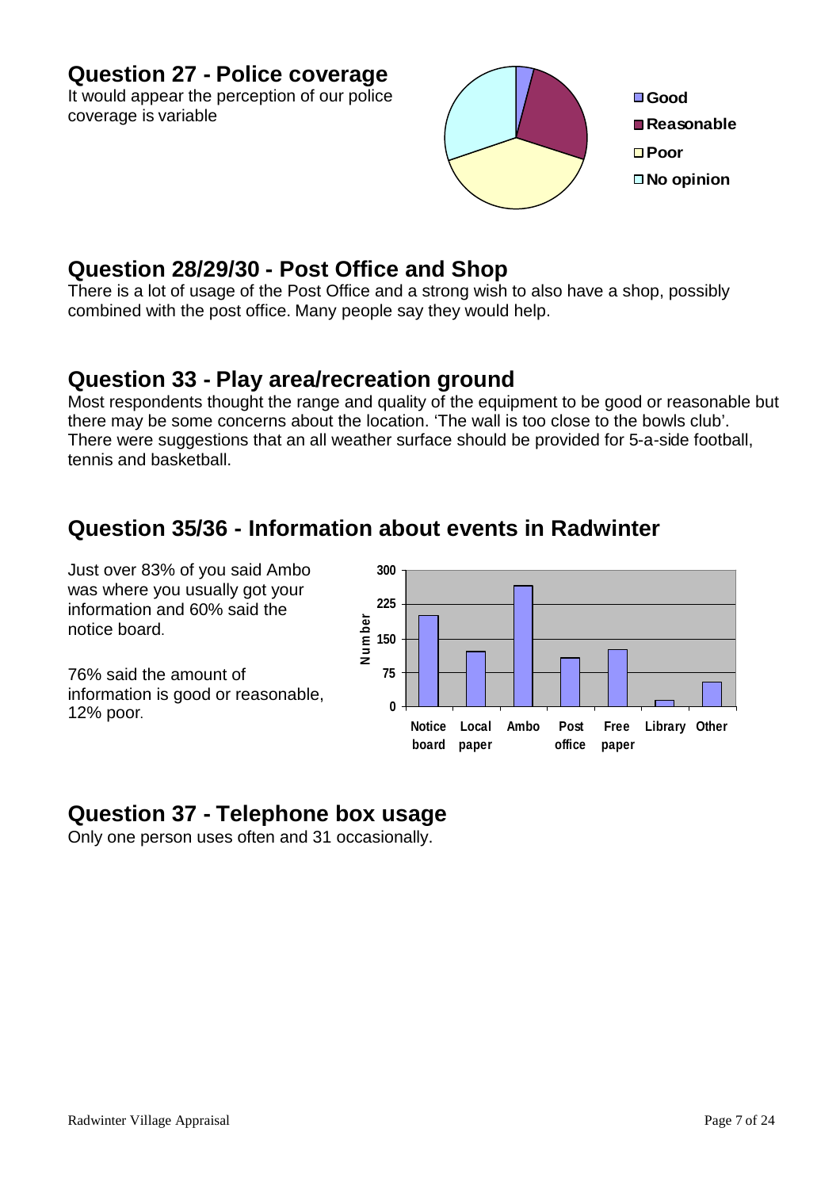## Question 27 - Police coverage

It would appear the perception of our police coverage is variable

## Question 28/29/30 - Post Office and Shop

There is a lot of usage of the Post Office and a strong wish to also have a shop, possibly combined with the post office. Many people say they would help.

## Question 33 - Play area/recreation ground

Most respondents thought the range and quality of the equipment to be good or reasonable but there may be some concerns about the location. 'The wall is too close to the bowls club'. There were suggestions that an all weather surface should be provided for 5-a-side football, tennis and basketball.

## Question 35/36 - Information about events in Radwinter

Just over 83% of you said Ambo was where you usually got your information and 60% said the notice board.

76% said the amount of information is good or reasonable, 12% poor.

## Question 37 - Telephone box usage

Only one person uses often and 31 occasionally.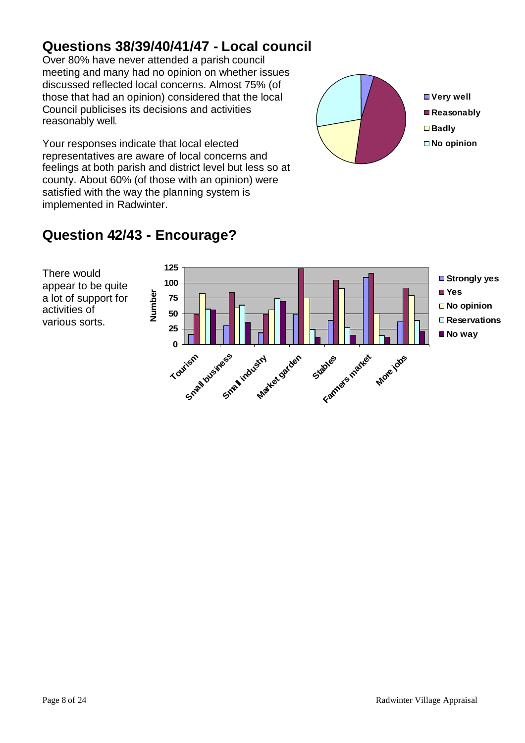## Questions 38/39/40/41/47 - Local council

Over 80% have never attended a parish council meeting and many had no opinion on whether issues discussed reflected local concerns. Almost 75% (of those that had an opinion) considered that the local Council publicises its decisions and activities reasonably well.

Your responses indicate that local elected representatives are aware of local concerns and feelings at both parish and district level but less so at county. About 60% (of those with an opinion) were satisfied with the way the planning system is implemented in Radwinter.

## Question 42/43 - Encourage?

There would appear to be quite a lot of support for activities of various sorts.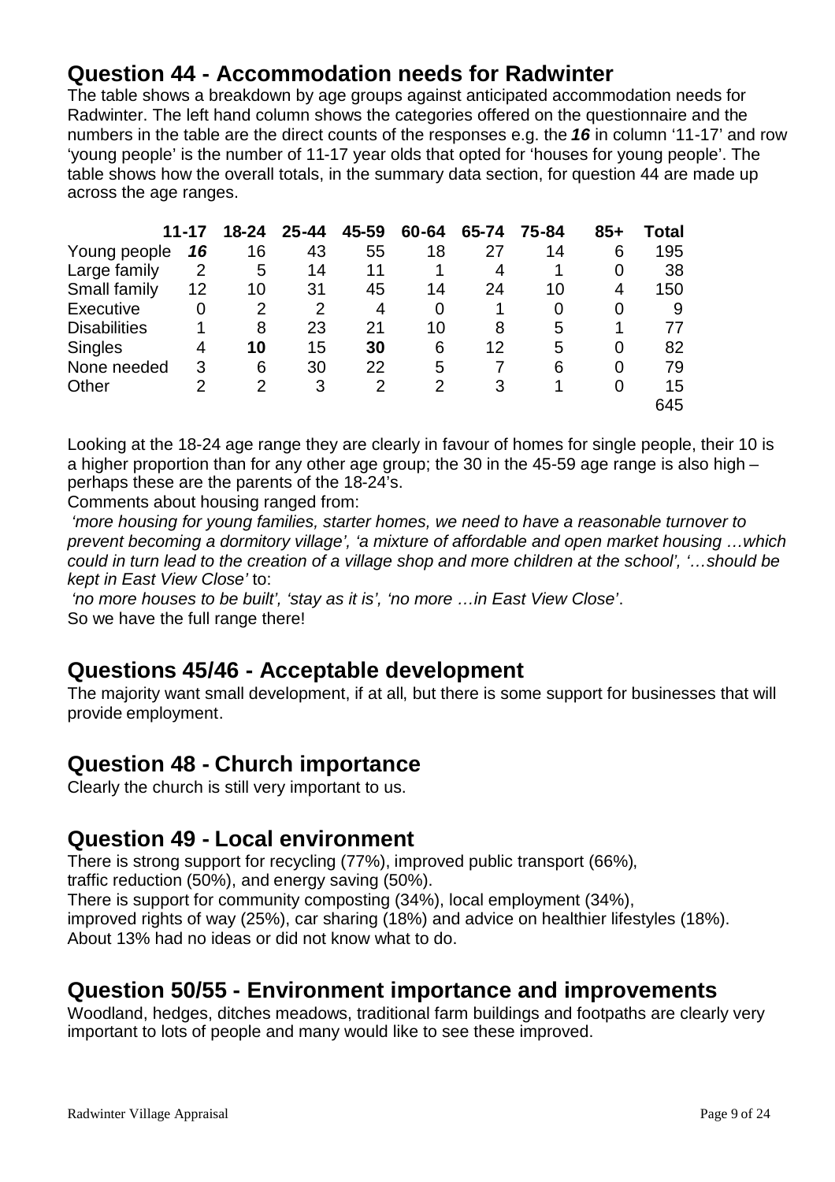## Question 44 - Accommodation needs for Radwinter

The table shows a breakdown by age groups against anticipated accommodation needs for Radwinter. The left hand column shows the categories offered on the questionnaire and the numbers in the table are the direct counts of the responses e.g. the ***16*** in column '11-17' and row 'young people' is the number of 11-17 year olds that opted for 'houses for young people'. The table shows how the overall totals, in the summary data section, for question 44 are made up across the age ranges.

| | 11-17 | 18-24 | 25-44 | 45-59 | 60-64 | 65-74 | 75-84 | 85+ | Total |
|---|---|---|---|---|---|---|---|---|---|
| Young people | ***16*** | 16 | 43 | 55 | 18 | 27 | 14 | 6 | 195 |
| Large family | 2 | 5 | 14 | 11 | 1 | 4 | 1 | 0 | 38 |
| Small family | 12 | 10 | 31 | 45 | 14 | 24 | 10 | 4 | 150 |
| Executive | 0 | 2 | 2 | 4 | 0 | 1 | 0 | 0 | 9 |
| Disabilities | 1 | 8 | 23 | 21 | 10 | 8 | 5 | 1 | 77 |
| Singles | 4 | **10** | 15 | **30** | 6 | 12 | 5 | 0 | 82 |
| None needed | 3 | 6 | 30 | 22 | 5 | 7 | 6 | 0 | 79 |
| Other | 2 | 2 | 3 | 2 | 2 | 3 | 1 | 0 | 15 |
| | | | | | | | | | 645 |

Looking at the 18-24 age range they are clearly in favour of homes for single people, their 10 is a higher proportion than for any other age group; the 30 in the 45-59 age range is also high – perhaps these are the parents of the 18-24's.

Comments about housing ranged from:

*'more housing for young families, starter homes, we need to have a reasonable turnover to prevent becoming a dormitory village', 'a mixture of affordable and open market housing …which could in turn lead to the creation of a village shop and more children at the school', '…should be kept in East View Close'* to:

*'no more houses to be built', 'stay as it is', 'no more …in East View Close'*.

So we have the full range there!

## Questions 45/46 - Acceptable development

The majority want small development, if at all, but there is some support for businesses that will provide employment.

## Question 48 - Church importance

Clearly the church is still very important to us.

## Question 49 - Local environment

There is strong support for recycling (77%), improved public transport (66%), traffic reduction (50%), and energy saving (50%).

There is support for community composting (34%), local employment (34%), improved rights of way (25%), car sharing (18%) and advice on healthier lifestyles (18%).

About 13% had no ideas or did not know what to do.

## Question 50/55 - Environment importance and improvements

Woodland, hedges, ditches meadows, traditional farm buildings and footpaths are clearly very important to lots of people and many would like to see these improved.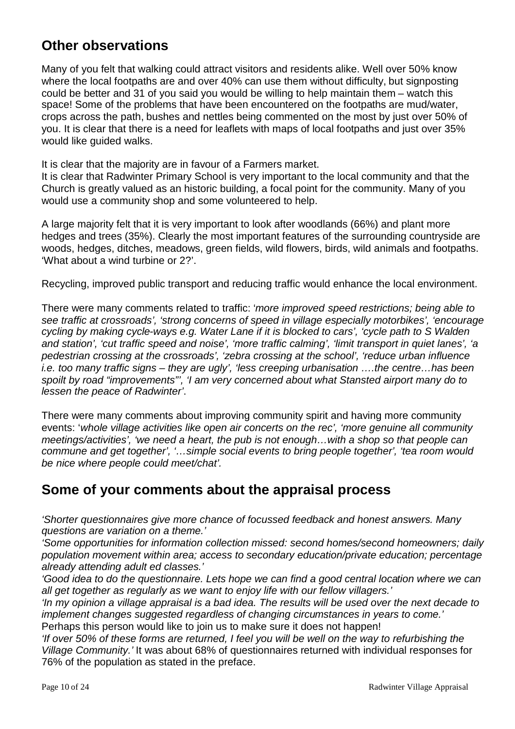## Other observations

Many of you felt that walking could attract visitors and residents alike. Well over 50% know where the local footpaths are and over 40% can use them without difficulty, but signposting could be better and 31 of you said you would be willing to help maintain them – watch this space! Some of the problems that have been encountered on the footpaths are mud/water, crops across the path, bushes and nettles being commented on the most by just over 50% of you. It is clear that there is a need for leaflets with maps of local footpaths and just over 35% would like guided walks.

It is clear that the majority are in favour of a Farmers market.
It is clear that Radwinter Primary School is very important to the local community and that the Church is greatly valued as an historic building, a focal point for the community. Many of you would use a community shop and some volunteered to help.

A large majority felt that it is very important to look after woodlands (66%) and plant more hedges and trees (35%). Clearly the most important features of the surrounding countryside are woods, hedges, ditches, meadows, green fields, wild flowers, birds, wild animals and footpaths. 'What about a wind turbine or 2?'.

Recycling, improved public transport and reducing traffic would enhance the local environment.

There were many comments related to traffic: '*more improved speed restrictions; being able to see traffic at crossroads', 'strong concerns of speed in village especially motorbikes', 'encourage cycling by making cycle-ways e.g. Water Lane if it is blocked to cars', 'cycle path to S Walden and station', 'cut traffic speed and noise', 'more traffic calming', 'limit transport in quiet lanes', 'a pedestrian crossing at the crossroads', 'zebra crossing at the school', 'reduce urban influence i.e. too many traffic signs – they are ugly', 'less creeping urbanisation ….the centre…has been spoilt by road "improvements"', 'I am very concerned about what Stansted airport many do to lessen the peace of Radwinter'*.

There were many comments about improving community spirit and having more community events: '*whole village activities like open air concerts on the rec', 'more genuine all community meetings/activities', 'we need a heart, the pub is not enough…with a shop so that people can commune and get together', '…simple social events to bring people together', 'tea room would be nice where people could meet/chat'.*

## Some of your comments about the appraisal process

*'Shorter questionnaires give more chance of focussed feedback and honest answers. Many questions are variation on a theme.'*
*'Some opportunities for information collection missed: second homes/second homeowners; daily population movement within area; access to secondary education/private education; percentage already attending adult ed classes.'*
*'Good idea to do the questionnaire. Lets hope we can find a good central location where we can all get together as regularly as we want to enjoy life with our fellow villagers.'*
*'In my opinion a village appraisal is a bad idea. The results will be used over the next decade to implement changes suggested regardless of changing circumstances in years to come.'*
Perhaps this person would like to join us to make sure it does not happen!
*'If over 50% of these forms are returned, I feel you will be well on the way to refurbishing the Village Community.'* It was about 68% of questionnaires returned with individual responses for 76% of the population as stated in the preface.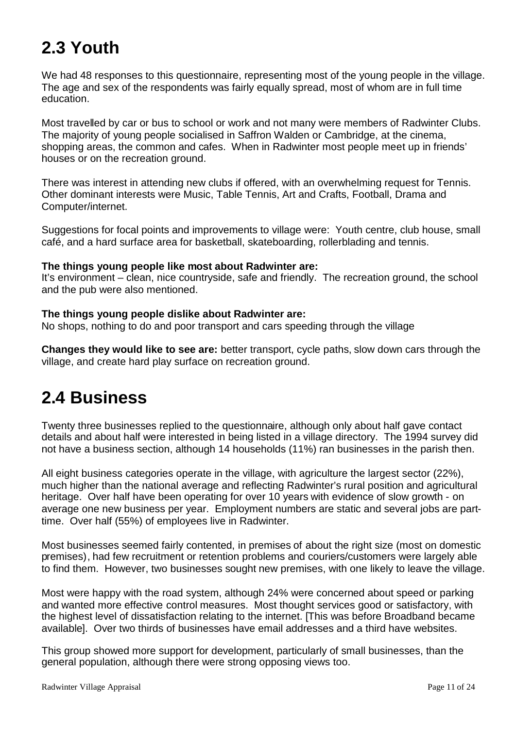## 2.3 Youth

We had 48 responses to this questionnaire, representing most of the young people in the village. The age and sex of the respondents was fairly equally spread, most of whom are in full time education.

Most travelled by car or bus to school or work and not many were members of Radwinter Clubs. The majority of young people socialised in Saffron Walden or Cambridge, at the cinema, shopping areas, the common and cafes. When in Radwinter most people meet up in friends' houses or on the recreation ground.

There was interest in attending new clubs if offered, with an overwhelming request for Tennis. Other dominant interests were Music, Table Tennis, Art and Crafts, Football, Drama and Computer/internet.

Suggestions for focal points and improvements to village were: Youth centre, club house, small café, and a hard surface area for basketball, skateboarding, rollerblading and tennis.

**The things young people like most about Radwinter are:**
It's environment – clean, nice countryside, safe and friendly. The recreation ground, the school and the pub were also mentioned.

**The things young people dislike about Radwinter are:**
No shops, nothing to do and poor transport and cars speeding through the village

**Changes they would like to see are:** better transport, cycle paths, slow down cars through the village, and create hard play surface on recreation ground.

## 2.4 Business

Twenty three businesses replied to the questionnaire, although only about half gave contact details and about half were interested in being listed in a village directory. The 1994 survey did not have a business section, although 14 households (11%) ran businesses in the parish then.

All eight business categories operate in the village, with agriculture the largest sector (22%), much higher than the national average and reflecting Radwinter's rural position and agricultural heritage. Over half have been operating for over 10 years with evidence of slow growth - on average one new business per year. Employment numbers are static and several jobs are part-time. Over half (55%) of employees live in Radwinter.

Most businesses seemed fairly contented, in premises of about the right size (most on domestic premises), had few recruitment or retention problems and couriers/customers were largely able to find them. However, two businesses sought new premises, with one likely to leave the village.

Most were happy with the road system, although 24% were concerned about speed or parking and wanted more effective control measures. Most thought services good or satisfactory, with the highest level of dissatisfaction relating to the internet. [This was before Broadband became available]. Over two thirds of businesses have email addresses and a third have websites.

This group showed more support for development, particularly of small businesses, than the general population, although there were strong opposing views too.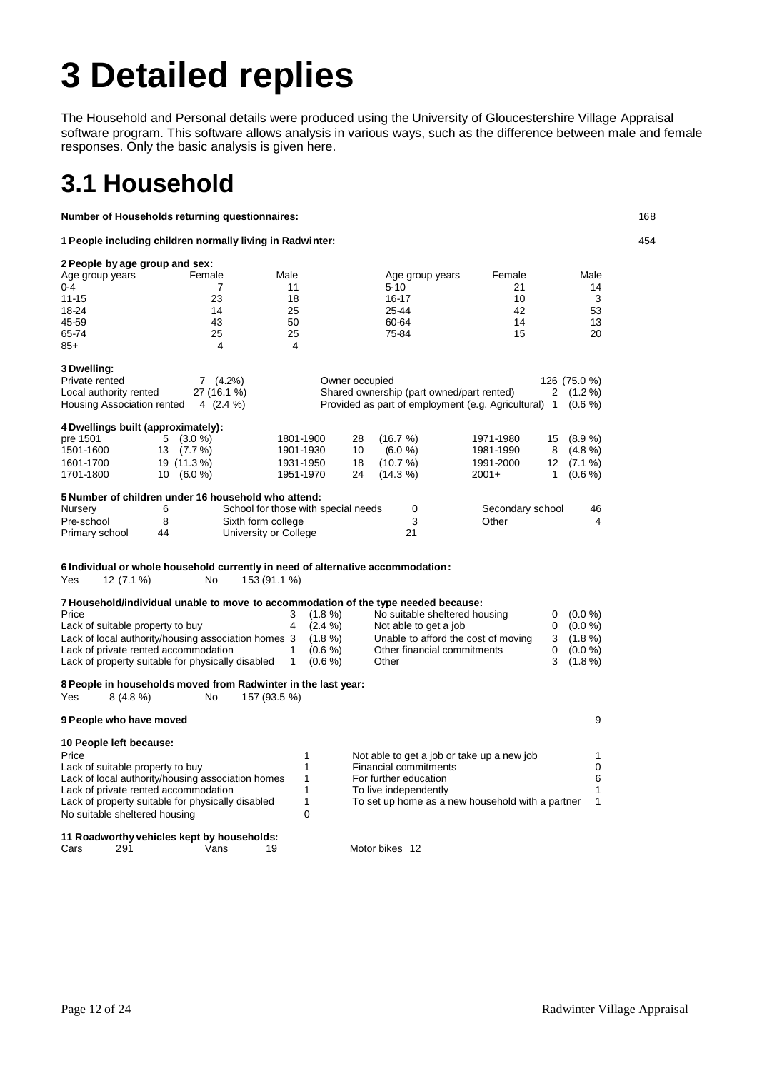# 3 Detailed replies

The Household and Personal details were produced using the University of Gloucestershire Village Appraisal software program. This software allows analysis in various ways, such as the difference between male and female responses. Only the basic analysis is given here.

## 3.1 Household

**Number of Households returning questionnaires:** 168

**1 People including children normally living in Radwinter:** 454

**2 People by age group and sex:**

| Age group years | Female | Male | Age group years | Female | Male |
|---|---|---|---|---|---|
| 0-4 | 7 | 11 | 5-10 | 21 | 14 |
| 11-15 | 23 | 18 | 16-17 | 10 | 3 |
| 18-24 | 14 | 25 | 25-44 | 42 | 53 |
| 45-59 | 43 | 50 | 60-64 | 14 | 13 |
| 65-74 | 25 | 25 | 75-84 | 15 | 20 |
| 85+ | 4 | 4 | | | |

**3 Dwelling:**

| | | | |
|---|---|---|---|
| Private rented | 7 (4.2%) | Owner occupied | 126 (75.0 %) |
| Local authority rented | 27 (16.1 %) | Shared ownership (part owned/part rented) | 2 (1.2 %) |
| Housing Association rented | 4 (2.4 %) | Provided as part of employment (e.g. Agricultural) | 1 (0.6 %) |

**4 Dwellings built (approximately):**

| | | | | | |
|---|---|---|---|---|---|
| pre 1501 | 5 (3.0 %) | 1801-1900 | 28 (16.7 %) | 1971-1980 | 15 (8.9 %) |
| 1501-1600 | 13 (7.7 %) | 1901-1930 | 10 (6.0 %) | 1981-1990 | 8 (4.8 %) |
| 1601-1700 | 19 (11.3 %) | 1931-1950 | 18 (10.7 %) | 1991-2000 | 12 (7.1 %) |
| 1701-1800 | 10 (6.0 %) | 1951-1970 | 24 (14.3 %) | 2001+ | 1 (0.6 %) |

**5 Number of children under 16 household who attend:**

| | | | | | |
|---|---|---|---|---|---|
| Nursery | 6 | School for those with special needs | 0 | Secondary school | 46 |
| Pre-school | 8 | Sixth form college | 3 | Other | 4 |
| Primary school | 44 | University or College | 21 | | |

**6 Individual or whole household currently in need of alternative accommodation:**

Yes 12 (7.1 %) No 153 (91.1 %)

**7 Household/individual unable to move to accommodation of the type needed because:**

| | | | |
|---|---|---|---|
| Price | 3 (1.8 %) | No suitable sheltered housing | 0 (0.0 %) |
| Lack of suitable property to buy | 4 (2.4 %) | Not able to get a job | 0 (0.0 %) |
| Lack of local authority/housing association homes | 3 (1.8 %) | Unable to afford the cost of moving | 3 (1.8 %) |
| Lack of private rented accommodation | 1 (0.6 %) | Other financial commitments | 0 (0.0 %) |
| Lack of property suitable for physically disabled | 1 (0.6 %) | Other | 3 (1.8 %) |

**8 People in households moved from Radwinter in the last year:**

Yes 8 (4.8 %) No 157 (93.5 %)

**9 People who have moved** 9

**10 People left because:**

| | | | |
|---|---|---|---|
| Price | 1 | Not able to get a job or take up a new job | 1 |
| Lack of suitable property to buy | 1 | Financial commitments | 0 |
| Lack of local authority/housing association homes | 1 | For further education | 6 |
| Lack of private rented accommodation | 1 | To live independently | 1 |
| Lack of property suitable for physically disabled | 1 | To set up home as a new household with a partner | 1 |
| No suitable sheltered housing | 0 | | |

**11 Roadworthy vehicles kept by households:**

Cars 291 Vans 19 Motor bikes 12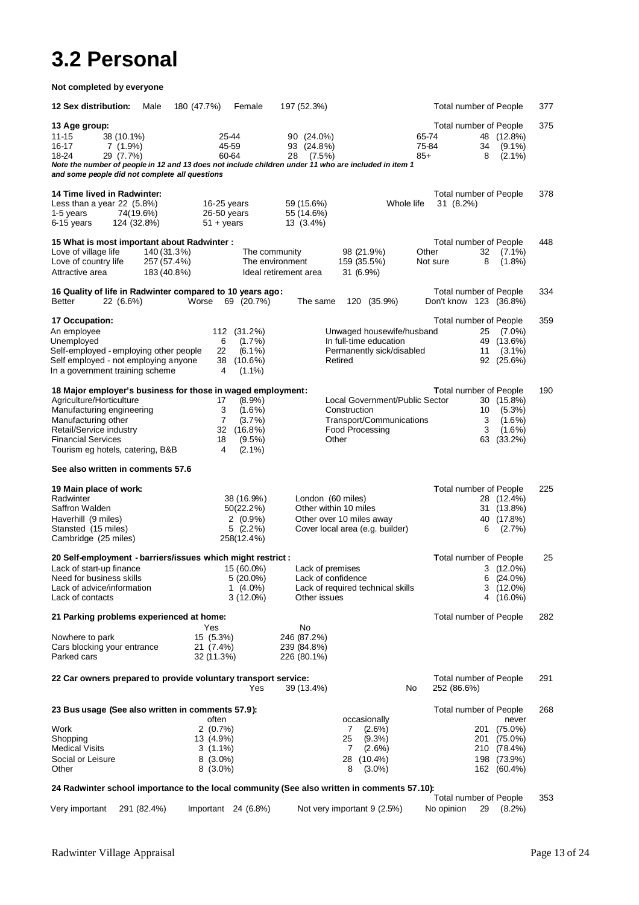# 3.2 Personal

**Not completed by everyone**

**12 Sex distribution:** Male 180 (47.7%) Female 197 (52.3%) — Total number of People 377

**13 Age group:** — Total number of People 375

| | | | | | |
|---|---|---|---|---|---|
| 11-15 | 38 (10.1%) | 25-44 | 90 (24.0%) | 65-74 | 48 (12.8%) |
| 16-17 | 7 (1.9%) | 45-59 | 93 (24.8%) | 75-84 | 34 (9.1%) |
| 18-24 | 29 (7.7%) | 60-64 | 28 (7.5%) | 85+ | 8 (2.1%) |

*Note the number of people in 12 and 13 does not include children under 11 who are included in item 1 and some people did not complete all questions*

**14 Time lived in Radwinter:** — Total number of People 378

| | | | | | |
|---|---|---|---|---|---|
| Less than a year | 22 (5.8%) | 16-25 years | 59 (15.6%) | Whole life | 31 (8.2%) |
| 1-5 years | 74(19.6%) | 26-50 years | 55 (14.6%) | | |
| 6-15 years | 124 (32.8%) | 51 + years | 13 (3.4%) | | |

**15 What is most important about Radwinter :** — Total number of People 448

| | | | | | |
|---|---|---|---|---|---|
| Love of village life | 140 (31.3%) | The community | 98 (21.9%) | Other | 32 (7.1%) |
| Love of country life | 257 (57.4%) | The environment | 159 (35.5%) | Not sure | 8 (1.8%) |
| Attractive area | 183 (40.8%) | Ideal retirement area | 31 (6.9%) | | |

**16 Quality of life in Radwinter compared to 10 years ago:** — Total number of People 334

Better 22 (6.6%) Worse 69 (20.7%) The same 120 (35.9%) Don't know 123 (36.8%)

**17 Occupation:** — Total number of People 359

| | | | |
|---|---|---|---|
| An employee | 112 (31.2%) | Unwaged housewife/husband | 25 (7.0%) |
| Unemployed | 6 (1.7%) | In full-time education | 49 (13.6%) |
| Self-employed - employing other people | 22 (6.1%) | Permanently sick/disabled | 11 (3.1%) |
| Self employed - not employing anyone | 38 (10.6%) | Retired | 92 (25.6%) |
| In a government training scheme | 4 (1.1%) | | |

**18 Major employer's business for those in waged employment:** — Total number of People 190

| | | | |
|---|---|---|---|
| Agriculture/Horticulture | 17 (8.9%) | Local Government/Public Sector | 30 (15.8%) |
| Manufacturing engineering | 3 (1.6%) | Construction | 10 (5.3%) |
| Manufacturing other | 7 (3.7%) | Transport/Communications | 3 (1.6%) |
| Retail/Service industry | 32 (16.8%) | Food Processing | 3 (1.6%) |
| Financial Services | 18 (9.5%) | Other | 63 (33.2%) |
| Tourism eg hotels, catering, B&B | 4 (2.1%) | | |

**See also written in comments 57.6**

**19 Main place of work:** — Total number of People 225

| | | | |
|---|---|---|---|
| Radwinter | 38 (16.9%) | London (60 miles) | 28 (12.4%) |
| Saffron Walden | 50(22.2%) | Other within 10 miles | 31 (13.8%) |
| Haverhill (9 miles) | 2 (0.9%) | Other over 10 miles away | 40 (17.8%) |
| Stansted (15 miles) | 5 (2.2%) | Cover local area (e.g. builder) | 6 (2.7%) |
| Cambridge (25 miles) | 258(12.4%) | | |

**20 Self-employment - barriers/issues which might restrict :** — Total number of People 25

| | | | |
|---|---|---|---|
| Lack of start-up finance | 15 (60.0%) | Lack of premises | 3 (12.0%) |
| Need for business skills | 5 (20.0%) | Lack of confidence | 6 (24.0%) |
| Lack of advice/information | 1 (4.0%) | Lack of required technical skills | 3 (12.0%) |
| Lack of contacts | 3 (12.0%) | Other issues | 4 (16.0%) |

**21 Parking problems experienced at home:** — Total number of People 282

| | Yes | No |
|---|---|---|
| Nowhere to park | 15 (5.3%) | 246 (87.2%) |
| Cars blocking your entrance | 21 (7.4%) | 239 (84.8%) |
| Parked cars | 32 (11.3%) | 226 (80.1%) |

**22 Car owners prepared to provide voluntary transport service:** — Total number of People 291

Yes 39 (13.4%) No 252 (86.6%)

**23 Bus usage (See also written in comments 57.9):** — Total number of People 268

| | often | occasionally | never |
|---|---|---|---|
| Work | 2 (0.7%) | 7 (2.6%) | 201 (75.0%) |
| Shopping | 13 (4.9%) | 25 (9.3%) | 201 (75.0%) |
| Medical Visits | 3 (1.1%) | 7 (2.6%) | 210 (78.4%) |
| Social or Leisure | 8 (3.0%) | 28 (10.4%) | 198 (73.9%) |
| Other | 8 (3.0%) | 8 (3.0%) | 162 (60.4%) |

**24 Radwinter school importance to the local community (See also written in comments 57.10):** — Total number of People 353

Very important 291 (82.4%) Important 24 (6.8%) Not very important 9 (2.5%) No opinion 29 (8.2%)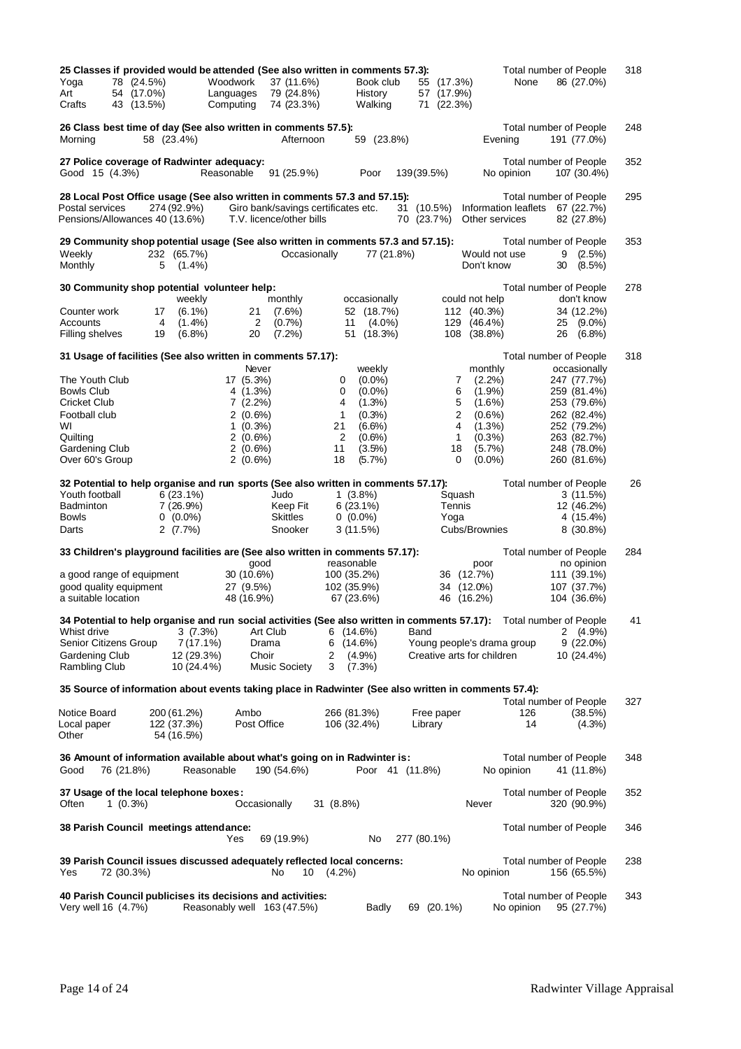**25 Classes if provided would be attended (See also written in comments 57.3):** Total number of People 318

| | | | | | | | |
|---|---|---|---|---|---|---|---|
| Yoga | 78 (24.5%) | Woodwork | 37 (11.6%) | Book club | 55 (17.3%) | None | 86 (27.0%) |
| Art | 54 (17.0%) | Languages | 79 (24.8%) | History | 57 (17.9%) | | |
| Crafts | 43 (13.5%) | Computing | 74 (23.3%) | Walking | 71 (22.3%) | | |

**26 Class best time of day (See also written in comments 57.5):** Total number of People 248

Morning 58 (23.4%) | Afternoon 59 (23.8%) | Evening 191 (77.0%)

**27 Police coverage of Radwinter adequacy:** Total number of People 352

Good 15 (4.3%) | Reasonable 91 (25.9%) | Poor 139 (39.5%) | No opinion 107 (30.4%)

**28 Local Post Office usage (See also written in comments 57.3 and 57.15):** Total number of People 295

| | | | | | |
|---|---|---|---|---|---|
| Postal services | 274 (92.9%) | Giro bank/savings certificates etc. | 31 (10.5%) | Information leaflets | 67 (22.7%) |
| Pensions/Allowances | 40 (13.6%) | T.V. licence/other bills | 70 (23.7%) | Other services | 82 (27.8%) |

**29 Community shop potential usage (See also written in comments 57.3 and 57.15):** Total number of People 353

| | | | | | |
|---|---|---|---|---|---|
| Weekly | 232 (65.7%) | Occasionally | 77 (21.8%) | Would not use | 9 (2.5%) |
| Monthly | 5 (1.4%) | | | Don't know | 30 (8.5%) |

**30 Community shop potential volunteer help:** Total number of People 278

| | weekly | monthly | occasionally | could not help | don't know |
|---|---|---|---|---|---|
| Counter work | 17 (6.1%) | 21 (7.6%) | 52 (18.7%) | 112 (40.3%) | 34 (12.2%) |
| Accounts | 4 (1.4%) | 2 (0.7%) | 11 (4.0%) | 129 (46.4%) | 25 (9.0%) |
| Filling shelves | 19 (6.8%) | 20 (7.2%) | 51 (18.3%) | 108 (38.8%) | 26 (6.8%) |

**31 Usage of facilities (See also written in comments 57.17):** Total number of People 318

| | Never | weekly | monthly | occasionally |
|---|---|---|---|---|
| The Youth Club | 17 (5.3%) | 0 (0.0%) | 7 (2.2%) | 247 (77.7%) |
| Bowls Club | 4 (1.3%) | 0 (0.0%) | 6 (1.9%) | 259 (81.4%) |
| Cricket Club | 7 (2.2%) | 4 (1.3%) | 5 (1.6%) | 253 (79.6%) |
| Football club | 2 (0.6%) | 1 (0.3%) | 2 (0.6%) | 262 (82.4%) |
| WI | 1 (0.3%) | 21 (6.6%) | 4 (1.3%) | 252 (79.2%) |
| Quilting | 2 (0.6%) | 2 (0.6%) | 1 (0.3%) | 263 (82.7%) |
| Gardening Club | 2 (0.6%) | 11 (3.5%) | 18 (5.7%) | 248 (78.0%) |
| Over 60's Group | 2 (0.6%) | 18 (5.7%) | 0 (0.0%) | 260 (81.6%) |

**32 Potential to help organise and run sports (See also written in comments 57.17):** Total number of People 26

| | | | | | |
|---|---|---|---|---|---|
| Youth football | 6 (23.1%) | Judo | 1 (3.8%) | Squash | 3 (11.5%) |
| Badminton | 7 (26.9%) | Keep Fit | 6 (23.1%) | Tennis | 12 (46.2%) |
| Bowls | 0 (0.0%) | Skittles | 0 (0.0%) | Yoga | 4 (15.4%) |
| Darts | 2 (7.7%) | Snooker | 3 (11.5%) | Cubs/Brownies | 8 (30.8%) |

**33 Children's playground facilities are (See also written in comments 57.17):** Total number of People 284

| | good | reasonable | poor | no opinion |
|---|---|---|---|---|
| a good range of equipment | 30 (10.6%) | 100 (35.2%) | 36 (12.7%) | 111 (39.1%) |
| good quality equipment | 27 (9.5%) | 102 (35.9%) | 34 (12.0%) | 107 (37.7%) |
| a suitable location | 48 (16.9%) | 67 (23.6%) | 46 (16.2%) | 104 (36.6%) |

**34 Potential to help organise and run social activities (See also written in comments 57.17):** Total number of People 41

| | | | | | |
|---|---|---|---|---|---|
| Whist drive | 3 (7.3%) | Art Club | 6 (14.6%) | Band | 2 (4.9%) |
| Senior Citizens Group | 7 (17.1%) | Drama | 6 (14.6%) | Young people's drama group | 9 (22.0%) |
| Gardening Club | 12 (29.3%) | Choir | 2 (4.9%) | Creative arts for children | 10 (24.4%) |
| Rambling Club | 10 (24.4%) | Music Society | 3 (7.3%) | | |

**35 Source of information about events taking place in Radwinter (See also written in comments 57.4):** Total number of People 327

| | | | | | |
|---|---|---|---|---|---|
| Notice Board | 200 (61.2%) | Ambo | 266 (81.3%) | Free paper | 126 (38.5%) |
| Local paper | 122 (37.3%) | Post Office | 106 (32.4%) | Library | 14 (4.3%) |
| Other | 54 (16.5%) | | | | |

**36 Amount of information available about what's going on in Radwinter is:** Total number of People 348

Good 76 (21.8%) | Reasonable 190 (54.6%) | Poor 41 (11.8%) | No opinion 41 (11.8%)

**37 Usage of the local telephone boxes:** Total number of People 352

Often 1 (0.3%) | Occasionally 31 (8.8%) | Never 320 (90.9%)

**38 Parish Council meetings attendance:** Total number of People 346

Yes 69 (19.9%) | No 277 (80.1%)

**39 Parish Council issues discussed adequately reflected local concerns:** Total number of People 238

Yes 72 (30.3%) | No 10 (4.2%) | No opinion 156 (65.5%)

**40 Parish Council publicises its decisions and activities:** Total number of People 343

Very well 16 (4.7%) | Reasonably well 163 (47.5%) | Badly 69 (20.1%) | No opinion 95 (27.7%)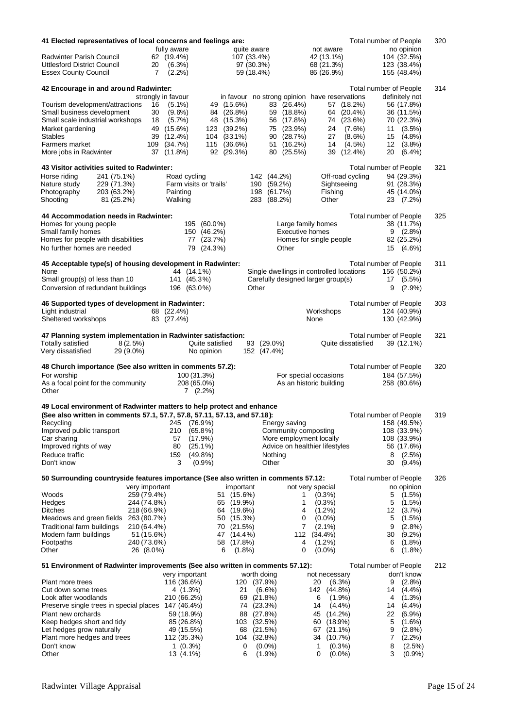### 41 Elected representatives of local concerns and feelings are:

Total number of People 320

| | fully aware | quite aware | not aware | no opinion |
|---|---|---|---|---|
| Radwinter Parish Council | 62 (19.4%) | 107 (33.4%) | 42 (13.1%) | 104 (32.5%) |
| Uttlesford District Council | 20 (6.3%) | 97 (30.3%) | 68 (21.3%) | 123 (38.4%) |
| Essex County Council | 7 (2.2%) | 59 (18.4%) | 86 (26.9%) | 155 (48.4%) |

### 42 Encourage in and around Radwinter:

Total number of People 314

| | strongly in favour | in favour | no strong opinion | have reservations | definitely not |
|---|---|---|---|---|---|
| Tourism development/attractions | 16 (5.1%) | 49 (15.6%) | 83 (26.4%) | 57 (18.2%) | 56 (17.8%) |
| Small business development | 30 (9.6%) | 84 (26.8%) | 59 (18.8%) | 64 (20.4%) | 36 (11.5%) |
| Small scale industrial workshops | 18 (5.7%) | 48 (15.3%) | 56 (17.8%) | 74 (23.6%) | 70 (22.3%) |
| Market gardening | 49 (15.6%) | 123 (39.2%) | 75 (23.9%) | 24 (7.6%) | 11 (3.5%) |
| Stables | 39 (12.4%) | 104 (33.1%) | 90 (28.7%) | 27 (8.6%) | 15 (4.8%) |
| Farmers market | 109 (34.7%) | 115 (36.6%) | 51 (16.2%) | 14 (4.5%) | 12 (3.8%) |
| More jobs in Radwinter | 37 (11.8%) | 92 (29.3%) | 80 (25.5%) | 39 (12.4%) | 20 (6.4%) |

### 43 Visitor activities suited to Radwinter:

Total number of People 321

| | | | | | |
|---|---|---|---|---|---|
| Horse riding | 241 (75.1%) | Road cycling | 142 (44.2%) | Off-road cycling | 94 (29.3%) |
| Nature study | 229 (71.3%) | Farm visits or 'trails' | 190 (59.2%) | Sightseeing | 91 (28.3%) |
| Photography | 203 (63.2%) | Painting | 198 (61.7%) | Fishing | 45 (14.0%) |
| Shooting | 81 (25.2%) | Walking | 283 (88.2%) | Other | 23 (7.2%) |

### 44 Accommodation needs in Radwinter:

Total number of People 325

| | | | |
|---|---|---|---|
| Homes for young people | 195 (60.0%) | Large family homes | 38 (11.7%) |
| Small family homes | 150 (46.2%) | Executive homes | 9 (2.8%) |
| Homes for people with disabilities | 77 (23.7%) | Homes for single people | 82 (25.2%) |
| No further homes are needed | 79 (24.3%) | Other | 15 (4.6%) |

### 45 Acceptable type(s) of housing development in Radwinter:

Total number of People 311

| | | | |
|---|---|---|---|
| None | 44 (14.1%) | Single dwellings in controlled locations | 156 (50.2%) |
| Small group(s) of less than 10 | 141 (45.3%) | Carefully designed larger group(s) | 17 (5.5%) |
| Conversion of redundant buildings | 196 (63.0%) | Other | 9 (2.9%) |

### 46 Supported types of development in Radwinter:

Total number of People 303

| | | | |
|---|---|---|---|
| Light industrial | 68 (22.4%) | Workshops | 124 (40.9%) |
| Sheltered workshops | 83 (27.4%) | None | 130 (42.9%) |

### 47 Planning system implementation in Radwinter satisfaction:

Total number of People 321

| | | | | | |
|---|---|---|---|---|---|
| Totally satisfied | 8 (2.5%) | Quite satisfied | 93 (29.0%) | Quite dissatisfied | 39 (12.1%) |
| Very dissatisfied | 29 (9.0%) | No opinion | 152 (47.4%) | | |

### 48 Church importance (See also written in comments 57.2):

Total number of People 320

| | | | |
|---|---|---|---|
| For worship | 100 (31.3%) | For special occasions | 184 (57.5%) |
| As a focal point for the community | 208 (65.0%) | As an historic building | 258 (80.6%) |
| Other | 7 (2.2%) | | |

### 49 Local environment of Radwinter matters to help protect and enhance (See also written in comments 57.1, 57.7, 57.8, 57.11, 57.13, and 57.18):

Total number of People 319

| | | | |
|---|---|---|---|
| Recycling | 245 (76.9%) | Energy saving | 158 (49.5%) |
| Improved public transport | 210 (65.8%) | Community composting | 108 (33.9%) |
| Car sharing | 57 (17.9%) | More employment locally | 108 (33.9%) |
| Improved rights of way | 80 (25.1%) | Advice on healthier lifestyles | 56 (17.6%) |
| Reduce traffic | 159 (49.8%) | Nothing | 8 (2.5%) |
| Don't know | 3 (0.9%) | Other | 30 (9.4%) |

### 50 Surrounding countryside features importance (See also written in comments 57.12:

Total number of People 326

| | very important | important | not very special | no opinion |
|---|---|---|---|---|
| Woods | 259 (79.4%) | 51 (15.6%) | 1 (0.3%) | 5 (1.5%) |
| Hedges | 244 (74.8%) | 65 (19.9%) | 1 (0.3%) | 5 (1.5%) |
| Ditches | 218 (66.9%) | 64 (19.6%) | 4 (1.2%) | 12 (3.7%) |
| Meadows and green fields | 263 (80.7%) | 50 (15.3%) | 0 (0.0%) | 5 (1.5%) |
| Traditional farm buildings | 210 (64.4%) | 70 (21.5%) | 7 (2.1%) | 9 (2.8%) |
| Modern farm buildings | 51 (15.6%) | 47 (14.4%) | 112 (34.4%) | 30 (9.2%) |
| Footpaths | 240 (73.6%) | 58 (17.8%) | 4 (1.2%) | 6 (1.8%) |
| Other | 26 (8.0%) | 6 (1.8%) | 0 (0.0%) | 6 (1.8%) |

### 51 Environment of Radwinter improvements (See also written in comments 57.12):

Total number of People 212

| | very important | worth doing | not necessary | don't know |
|---|---|---|---|---|
| Plant more trees | 116 (36.6%) | 120 (37.9%) | 20 (6.3%) | 9 (2.8%) |
| Cut down some trees | 4 (1.3%) | 21 (6.6%) | 142 (44.8%) | 14 (4.4%) |
| Look after woodlands | 210 (66.2%) | 69 (21.8%) | 6 (1.9%) | 4 (1.3%) |
| Preserve single trees in special places | 147 (46.4%) | 74 (23.3%) | 14 (4.4%) | 14 (4.4%) |
| Plant new orchards | 59 (18.9%) | 88 (27.8%) | 45 (14.2%) | 22 (6.9%) |
| Keep hedges short and tidy | 85 (26.8%) | 103 (32.5%) | 60 (18.9%) | 5 (1.6%) |
| Let hedges grow naturally | 49 (15.5%) | 68 (21.5%) | 67 (21.1%) | 9 (2.8%) |
| Plant more hedges and trees | 112 (35.3%) | 104 (32.8%) | 34 (10.7%) | 7 (2.2%) |
| Don't know | 1 (0.3%) | 0 (0.0%) | 1 (0.3%) | 8 (2.5%) |
| Other | 13 (4.1%) | 6 (1.9%) | 0 (0.0%) | 3 (0.9%) |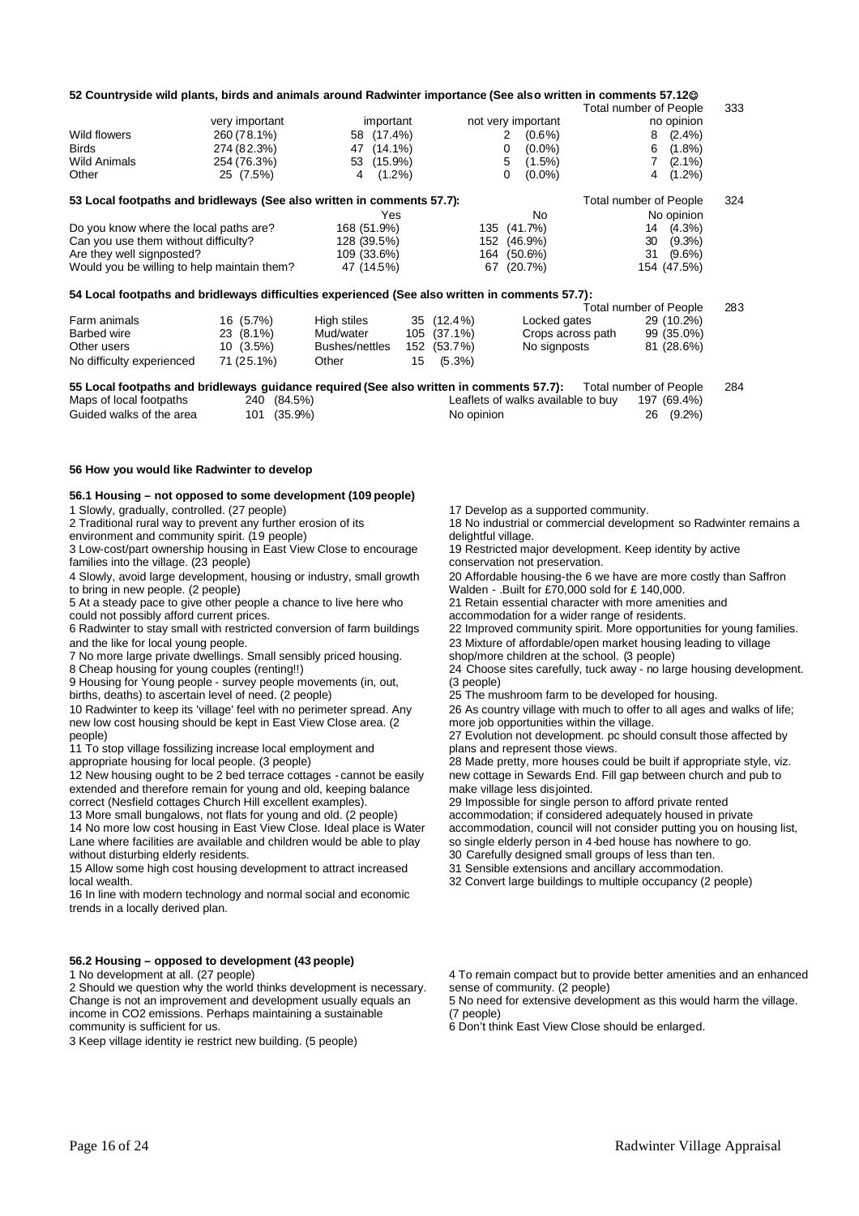### 52 Countryside wild plants, birds and animals around Radwinter importance (See also written in comments 57.12☺

Total number of People 333

| | very important | important | not very important | no opinion |
|---|---|---|---|---|
| Wild flowers | 260 (78.1%) | 58 (17.4%) | 2 (0.6%) | 8 (2.4%) |
| Birds | 274 (82.3%) | 47 (14.1%) | 0 (0.0%) | 6 (1.8%) |
| Wild Animals | 254 (76.3%) | 53 (15.9%) | 5 (1.5%) | 7 (2.1%) |
| Other | 25 (7.5%) | 4 (1.2%) | 0 (0.0%) | 4 (1.2%) |

### 53 Local footpaths and bridleways (See also written in comments 57.7):

Total number of People 324

| | Yes | No | No opinion |
|---|---|---|---|
| Do you know where the local paths are? | 168 (51.9%) | 135 (41.7%) | 14 (4.3%) |
| Can you use them without difficulty? | 128 (39.5%) | 152 (46.9%) | 30 (9.3%) |
| Are they well signposted? | 109 (33.6%) | 164 (50.6%) | 31 (9.6%) |
| Would you be willing to help maintain them? | 47 (14.5%) | 67 (20.7%) | 154 (47.5%) |

### 54 Local footpaths and bridleways difficulties experienced (See also written in comments 57.7):

Total number of People 283

| | | | | | |
|---|---|---|---|---|---|
| Farm animals | 16 (5.7%) | High stiles | 35 (12.4%) | Locked gates | 29 (10.2%) |
| Barbed wire | 23 (8.1%) | Mud/water | 105 (37.1%) | Crops across path | 99 (35.0%) |
| Other users | 10 (3.5%) | Bushes/nettles | 152 (53.7%) | No signposts | 81 (28.6%) |
| No difficulty experienced | 71 (25.1%) | Other | 15 (5.3%) | | |

### 55 Local footpaths and bridleways guidance required (See also written in comments 57.7):

Total number of People 284

| | | | |
|---|---|---|---|
| Maps of local footpaths | 240 (84.5%) | Leaflets of walks available to buy | 197 (69.4%) |
| Guided walks of the area | 101 (35.9%) | No opinion | 26 (9.2%) |

### 56 How you would like Radwinter to develop

#### 56.1 Housing – not opposed to some development (109 people)

1 Slowly, gradually, controlled. (27 people)
2 Traditional rural way to prevent any further erosion of its environment and community spirit. (19 people)
3 Low-cost/part ownership housing in East View Close to encourage families into the village. (23 people)
4 Slowly, avoid large development, housing or industry, small growth to bring in new people. (2 people)
5 At a steady pace to give other people a chance to live here who could not possibly afford current prices.
6 Radwinter to stay small with restricted conversion of farm buildings and the like for local young people.
7 No more large private dwellings. Small sensibly priced housing.
8 Cheap housing for young couples (renting!!)
9 Housing for Young people - survey people movements (in, out, births, deaths) to ascertain level of need. (2 people)
10 Radwinter to keep its 'village' feel with no perimeter spread. Any new low cost housing should be kept in East View Close area. (2 people)
11 To stop village fossilizing increase local employment and appropriate housing for local people. (3 people)
12 New housing ought to be 2 bed terrace cottages - cannot be easily extended and therefore remain for young and old, keeping balance correct (Nesfield cottages Church Hill excellent examples).
13 More small bungalows, not flats for young and old. (2 people)
14 No more low cost housing in East View Close. Ideal place is Water Lane where facilities are available and children would be able to play without disturbing elderly residents.
15 Allow some high cost housing development to attract increased local wealth.
16 In line with modern technology and normal social and economic trends in a locally derived plan.
17 Develop as a supported community.
18 No industrial or commercial development so Radwinter remains a delightful village.
19 Restricted major development. Keep identity by active conservation not preservation.
20 Affordable housing-the 6 we have are more costly than Saffron Walden - .Built for £70,000 sold for £ 140,000.
21 Retain essential character with more amenities and accommodation for a wider range of residents.
22 Improved community spirit. More opportunities for young families.
23 Mixture of affordable/open market housing leading to village shop/more children at the school. (3 people)
24 Choose sites carefully, tuck away - no large housing development. (3 people)
25 The mushroom farm to be developed for housing.
26 As country village with much to offer to all ages and walks of life; more job opportunities within the village.
27 Evolution not development. pc should consult those affected by plans and represent those views.
28 Made pretty, more houses could be built if appropriate style, viz. new cottage in Sewards End. Fill gap between church and pub to make village less disjointed.
29 Impossible for single person to afford private rented accommodation; if considered adequately housed in private accommodation, council will not consider putting you on housing list, so single elderly person in 4-bed house has nowhere to go.
30 Carefully designed small groups of less than ten.
31 Sensible extensions and ancillary accommodation.
32 Convert large buildings to multiple occupancy (2 people)

#### 56.2 Housing – opposed to development (43 people)

1 No development at all. (27 people)
2 Should we question why the world thinks development is necessary. Change is not an improvement and development usually equals an income in CO2 emissions. Perhaps maintaining a sustainable community is sufficient for us.
3 Keep village identity ie restrict new building. (5 people)
4 To remain compact but to provide better amenities and an enhanced sense of community. (2 people)
5 No need for extensive development as this would harm the village. (7 people)
6 Don't think East View Close should be enlarged.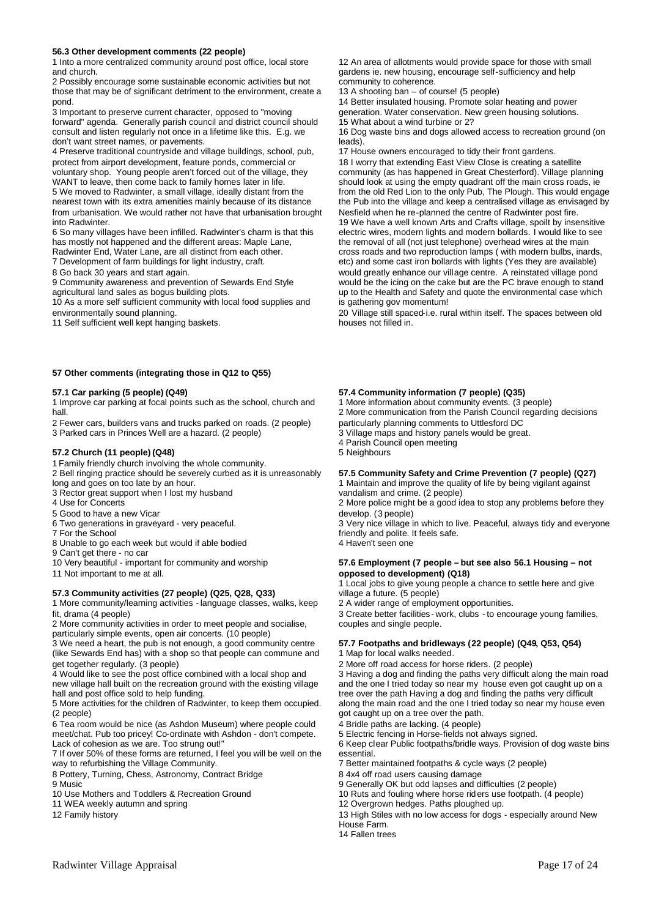### 56.3 Other development comments (22 people)

1 Into a more centralized community around post office, local store and church.

2 Possibly encourage some sustainable economic activities but not those that may be of significant detriment to the environment, create a pond.

3 Important to preserve current character, opposed to "moving forward" agenda. Generally parish council and district council should consult and listen regularly not once in a lifetime like this. E.g. we don't want street names, or pavements.

4 Preserve traditional countryside and village buildings, school, pub, protect from airport development, feature ponds, commercial or voluntary shop. Young people aren't forced out of the village, they WANT to leave, then come back to family homes later in life.

5 We moved to Radwinter, a small village, ideally distant from the nearest town with its extra amenities mainly because of its distance from urbanisation. We would rather not have that urbanisation brought into Radwinter.

6 So many villages have been infilled. Radwinter's charm is that this has mostly not happened and the different areas: Maple Lane, Radwinter End, Water Lane, are all distinct from each other.

7 Development of farm buildings for light industry, craft.

8 Go back 30 years and start again.

9 Community awareness and prevention of Sewards End Style agricultural land sales as bogus building plots.

10 As a more self sufficient community with local food supplies and environmentally sound planning.

11 Self sufficient well kept hanging baskets.

12 An area of allotments would provide space for those with small gardens ie. new housing, encourage self-sufficiency and help community to coherence.

13 A shooting ban – of course! (5 people)

14 Better insulated housing. Promote solar heating and power generation. Water conservation. New green housing solutions.

15 What about a wind turbine or 2?

16 Dog waste bins and dogs allowed access to recreation ground (on leads).

17 House owners encouraged to tidy their front gardens.

18 I worry that extending East View Close is creating a satellite community (as has happened in Great Chesterford). Village planning should look at using the empty quadrant off the main cross roads, ie from the old Red Lion to the only Pub, The Plough. This would engage the Pub into the village and keep a centralised village as envisaged by Nesfield when he re-planned the centre of Radwinter post fire.

19 We have a well known Arts and Crafts village, spoilt by insensitive electric wires, modern lights and modern bollards. I would like to see the removal of all (not just telephone) overhead wires at the main cross roads and two reproduction lamps ( with modern bulbs, inards, etc) and some cast iron bollards with lights (Yes they are available) would greatly enhance our village centre. A reinstated village pond would be the icing on the cake but are the PC brave enough to stand up to the Health and Safety and quote the environmental case which is gathering gov momentum!

20 Village still spaced-i.e. rural within itself. The spaces between old houses not filled in.

## 57 Other comments (integrating those in Q12 to Q55)

### 57.1 Car parking (5 people) (Q49)

1 Improve car parking at focal points such as the school, church and hall.

2 Fewer cars, builders vans and trucks parked on roads. (2 people)

3 Parked cars in Princes Well are a hazard. (2 people)

### 57.2 Church (11 people) (Q48)

1 Family friendly church involving the whole community.

2 Bell ringing practice should be severely curbed as it is unreasonably long and goes on too late by an hour.

3 Rector great support when I lost my husband

4 Use for Concerts

5 Good to have a new Vicar

6 Two generations in graveyard - very peaceful.

7 For the School

8 Unable to go each week but would if able bodied

9 Can't get there - no car

10 Very beautiful - important for community and worship

11 Not important to me at all.

### 57.3 Community activities (27 people) (Q25, Q28, Q33)

1 More community/learning activities - language classes, walks, keep fit, drama (4 people)

2 More community activities in order to meet people and socialise, particularly simple events, open air concerts. (10 people)

3 We need a heart, the pub is not enough, a good community centre (like Sewards End has) with a shop so that people can commune and get together regularly. (3 people)

4 Would like to see the post office combined with a local shop and new village hall built on the recreation ground with the existing village hall and post office sold to help funding.

5 More activities for the children of Radwinter, to keep them occupied. (2 people)

6 Tea room would be nice (as Ashdon Museum) where people could meet/chat. Pub too pricey! Co-ordinate with Ashdon - don't compete. Lack of cohesion as we are. Too strung out!"

7 If over 50% of these forms are returned, I feel you will be well on the way to refurbishing the Village Community.

8 Pottery, Turning, Chess, Astronomy, Contract Bridge

9 Music

10 Use Mothers and Toddlers & Recreation Ground

11 WEA weekly autumn and spring

12 Family history

### 57.4 Community information (7 people) (Q35)

1 More information about community events. (3 people)

2 More communication from the Parish Council regarding decisions particularly planning comments to Uttlesford DC

3 Village maps and history panels would be great.

4 Parish Council open meeting

5 Neighbours

### 57.5 Community Safety and Crime Prevention (7 people) (Q27)

1 Maintain and improve the quality of life by being vigilant against vandalism and crime. (2 people)

2 More police might be a good idea to stop any problems before they develop. (3 people)

3 Very nice village in which to live. Peaceful, always tidy and everyone friendly and polite. It feels safe.

4 Haven't seen one

### 57.6 Employment (7 people – but see also 56.1 Housing – not opposed to development) (Q18)

1 Local jobs to give young people a chance to settle here and give village a future. (5 people)

2 A wider range of employment opportunities.

3 Create better facilities - work, clubs - to encourage young families, couples and single people.

### 57.7 Footpaths and bridleways (22 people) (Q49, Q53, Q54)

1 Map for local walks needed.

2 More off road access for horse riders. (2 people)

3 Having a dog and finding the paths very difficult along the main road and the one I tried today so near my house even got caught up on a tree over the path Having a dog and finding the paths very difficult along the main road and the one I tried today so near my house even got caught up on a tree over the path.

4 Bridle paths are lacking. (4 people)

5 Electric fencing in Horse-fields not always signed.

6 Keep clear Public footpaths/bridle ways. Provision of dog waste bins essential.

7 Better maintained footpaths & cycle ways (2 people)

8 4x4 off road users causing damage

9 Generally OK but odd lapses and difficulties (2 people)

10 Ruts and fouling where horse riders use footpath. (4 people)

12 Overgrown hedges. Paths ploughed up.

13 High Stiles with no low access for dogs - especially around New House Farm.

14 Fallen trees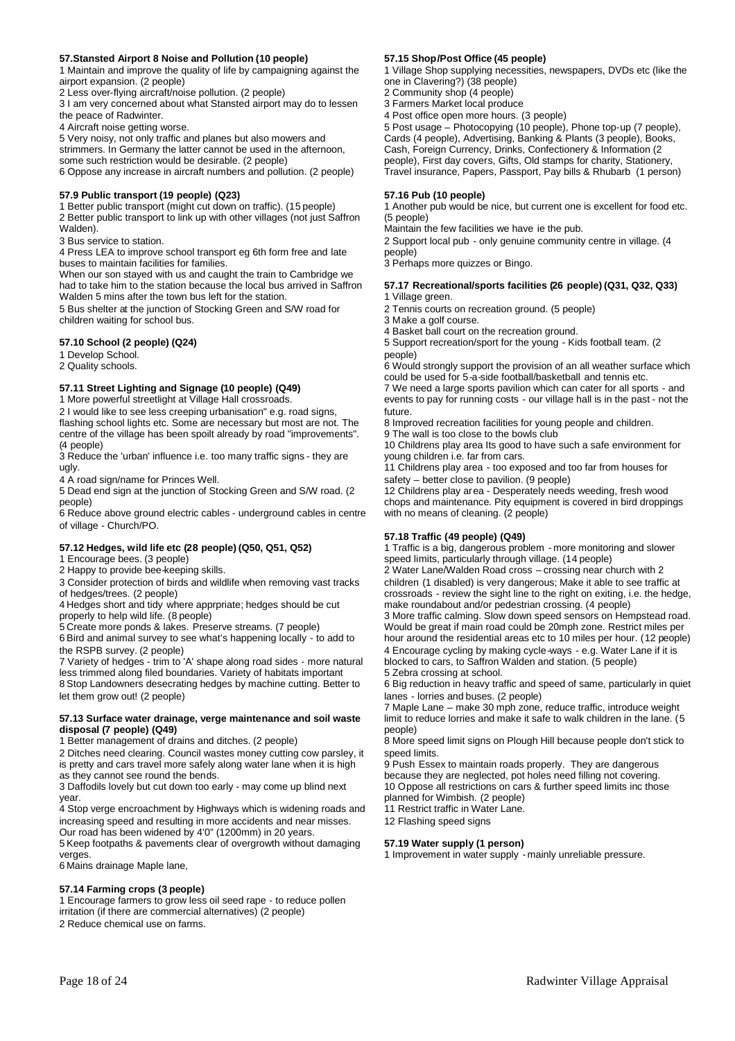### 57.Stansted Airport 8 Noise and Pollution (10 people)

1 Maintain and improve the quality of life by campaigning against the airport expansion. (2 people)

2 Less over-flying aircraft/noise pollution. (2 people)

3 I am very concerned about what Stansted airport may do to lessen the peace of Radwinter.

4 Aircraft noise getting worse.

5 Very noisy, not only traffic and planes but also mowers and strimmers. In Germany the latter cannot be used in the afternoon, some such restriction would be desirable. (2 people)

6 Oppose any increase in aircraft numbers and pollution. (2 people)

### 57.9 Public transport (19 people) (Q23)

1 Better public transport (might cut down on traffic). (15 people)

2 Better public transport to link up with other villages (not just Saffron Walden).

3 Bus service to station.

4 Press LEA to improve school transport eg 6th form free and late buses to maintain facilities for families.

When our son stayed with us and caught the train to Cambridge we had to take him to the station because the local bus arrived in Saffron Walden 5 mins after the town bus left for the station.

5 Bus shelter at the junction of Stocking Green and S/W road for children waiting for school bus.

### 57.10 School (2 people) (Q24)

1 Develop School.

2 Quality schools.

### 57.11 Street Lighting and Signage (10 people) (Q49)

1 More powerful streetlight at Village Hall crossroads.

2 I would like to see less creeping urbanisation" e.g. road signs, flashing school lights etc. Some are necessary but most are not. The centre of the village has been spoilt already by road "improvements". (4 people)

3 Reduce the 'urban' influence i.e. too many traffic signs - they are ugly.

4 A road sign/name for Princes Well.

5 Dead end sign at the junction of Stocking Green and S/W road. (2 people)

6 Reduce above ground electric cables - underground cables in centre of village - Church/PO.

### 57.12 Hedges, wild life etc (28 people) (Q50, Q51, Q52)

1 Encourage bees. (3 people)

2 Happy to provide bee-keeping skills.

3 Consider protection of birds and wildlife when removing vast tracks of hedges/trees. (2 people)

4 Hedges short and tidy where apprpriate; hedges should be cut properly to help wild life. (8 people)

5 Create more ponds & lakes. Preserve streams. (7 people)

6 Bird and animal survey to see what's happening locally - to add to the RSPB survey. (2 people)

7 Variety of hedges - trim to 'A' shape along road sides - more natural less trimmed along filed boundaries. Variety of habitats important

8 Stop Landowners desecrating hedges by machine cutting. Better to let them grow out! (2 people)

### 57.13 Surface water drainage, verge maintenance and soil waste disposal (7 people) (Q49)

1 Better management of drains and ditches. (2 people)

2 Ditches need clearing. Council wastes money cutting cow parsley, it is pretty and cars travel more safely along water lane when it is high as they cannot see round the bends.

3 Daffodils lovely but cut down too early - may come up blind next year.

4 Stop verge encroachment by Highways which is widening roads and increasing speed and resulting in more accidents and near misses. Our road has been widened by 4'0" (1200mm) in 20 years.

5 Keep footpaths & pavements clear of overgrowth without damaging verges.

6 Mains drainage Maple lane,

### 57.14 Farming crops (3 people)

1 Encourage farmers to grow less oil seed rape - to reduce pollen irritation (if there are commercial alternatives) (2 people)

2 Reduce chemical use on farms.

### 57.15 Shop/Post Office (45 people)

1 Village Shop supplying necessities, newspapers, DVDs etc (like the one in Clavering?) (38 people)

2 Community shop (4 people)

3 Farmers Market local produce

4 Post office open more hours. (3 people)

5 Post usage – Photocopying (10 people), Phone top-up (7 people), Cards (4 people), Advertising, Banking & Plants (3 people), Books, Cash, Foreign Currency, Drinks, Confectionery & Information (2 people), First day covers, Gifts, Old stamps for charity, Stationery, Travel insurance, Papers, Passport, Pay bills & Rhubarb (1 person)

### 57.16 Pub (10 people)

1 Another pub would be nice, but current one is excellent for food etc. (5 people)

Maintain the few facilities we have ie the pub.

2 Support local pub - only genuine community centre in village. (4 people)

3 Perhaps more quizzes or Bingo.

### 57.17 Recreational/sports facilities (26 people) (Q31, Q32, Q33)

1 Village green.

2 Tennis courts on recreation ground. (5 people)

3 Make a golf course.

4 Basket ball court on the recreation ground.

5 Support recreation/sport for the young - Kids football team. (2 people)

6 Would strongly support the provision of an all weather surface which could be used for 5-a-side football/basketball and tennis etc.

7 We need a large sports pavilion which can cater for all sports - and events to pay for running costs - our village hall is in the past - not the future.

8 Improved recreation facilities for young people and children.

9 The wall is too close to the bowls club

10 Childrens play area Its good to have such a safe environment for young children i.e. far from cars.

11 Childrens play area - too exposed and too far from houses for safety – better close to pavilion. (9 people)

12 Childrens play area - Desperately needs weeding, fresh wood chops and maintenance. Pity equipment is covered in bird droppings with no means of cleaning. (2 people)

### 57.18 Traffic (49 people) (Q49)

1 Traffic is a big, dangerous problem - more monitoring and slower speed limits, particularly through village. (14 people)

2 Water Lane/Walden Road cross – crossing near church with 2 children (1 disabled) is very dangerous; Make it able to see traffic at crossroads - review the sight line to the right on exiting, i.e. the hedge, make roundabout and/or pedestrian crossing. (4 people)

3 More traffic calming. Slow down speed sensors on Hempstead road. Would be great if main road could be 20mph zone. Restrict miles per hour around the residential areas etc to 10 miles per hour. (12 people)

4 Encourage cycling by making cycle-ways - e.g. Water Lane if it is blocked to cars, to Saffron Walden and station. (5 people)

5 Zebra crossing at school.

6 Big reduction in heavy traffic and speed of same, particularly in quiet lanes - lorries and buses. (2 people)

7 Maple Lane – make 30 mph zone, reduce traffic, introduce weight limit to reduce lorries and make it safe to walk children in the lane. (5 people)

8 More speed limit signs on Plough Hill because people don't stick to speed limits.

9 Push Essex to maintain roads properly. They are dangerous because they are neglected, pot holes need filling not covering.

10 Oppose all restrictions on cars & further speed limits inc those planned for Wimbish. (2 people)

11 Restrict traffic in Water Lane.

12 Flashing speed signs

### 57.19 Water supply (1 person)

1 Improvement in water supply - mainly unreliable pressure.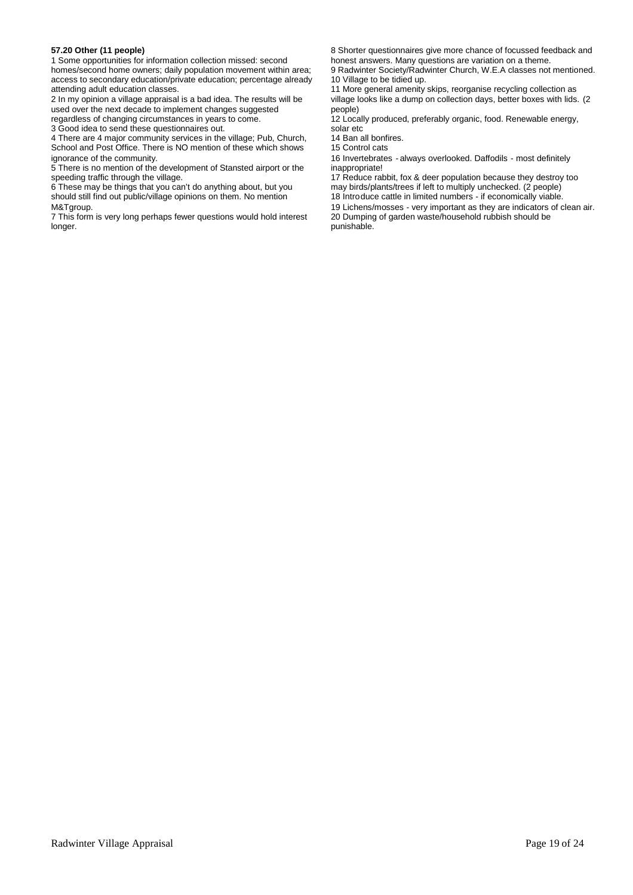**57.20 Other (11 people)**

1 Some opportunities for information collection missed: second homes/second home owners; daily population movement within area; access to secondary education/private education; percentage already attending adult education classes.
2 In my opinion a village appraisal is a bad idea. The results will be used over the next decade to implement changes suggested regardless of changing circumstances in years to come.
3 Good idea to send these questionnaires out.
4 There are 4 major community services in the village; Pub, Church, School and Post Office. There is NO mention of these which shows ignorance of the community.
5 There is no mention of the development of Stansted airport or the speeding traffic through the village.
6 These may be things that you can't do anything about, but you should still find out public/village opinions on them. No mention M&Tgroup.
7 This form is very long perhaps fewer questions would hold interest longer.
8 Shorter questionnaires give more chance of focussed feedback and honest answers. Many questions are variation on a theme.
9 Radwinter Society/Radwinter Church, W.E.A classes not mentioned.
10 Village to be tidied up.
11 More general amenity skips, reorganise recycling collection as village looks like a dump on collection days, better boxes with lids. (2 people)
12 Locally produced, preferably organic, food. Renewable energy, solar etc
14 Ban all bonfires.
15 Control cats
16 Invertebrates - always overlooked. Daffodils - most definitely inappropriate!
17 Reduce rabbit, fox & deer population because they destroy too may birds/plants/trees if left to multiply unchecked. (2 people)
18 Introduce cattle in limited numbers - if economically viable.
19 Lichens/mosses - very important as they are indicators of clean air.
20 Dumping of garden waste/household rubbish should be punishable.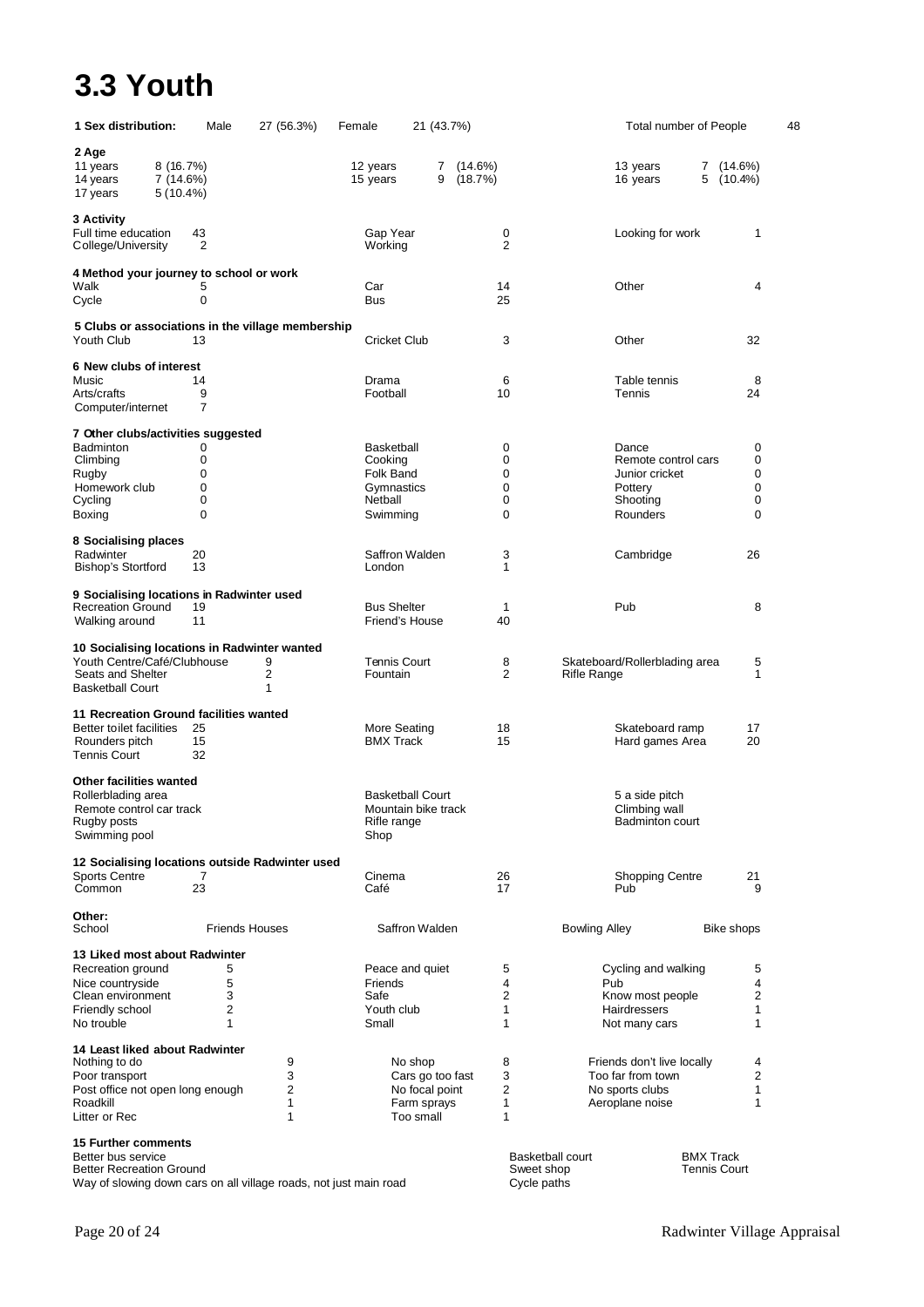# 3.3 Youth

**1 Sex distribution:** Male 27 (56.3%) Female 21 (43.7%) Total number of People 48

**2 Age**

| | | | | | |
|---|---|---|---|---|---|
| 11 years | 8 (16.7%) | 12 years | 7 (14.6%) | 13 years | 7 (14.6%) |
| 14 years | 7 (14.6%) | 15 years | 9 (18.7%) | 16 years | 5 (10.4%) |
| 17 years | 5 (10.4%) | | | | |

**3 Activity**

| | | | | | |
|---|---|---|---|---|---|
| Full time education | 43 | Gap Year | 0 | Looking for work | 1 |
| College/University | 2 | Working | 2 | | |

**4 Method your journey to school or work**

| | | | | | |
|---|---|---|---|---|---|
| Walk | 5 | Car | 14 | Other | 4 |
| Cycle | 0 | Bus | 25 | | |

**5 Clubs or associations in the village membership**

| | | | | | |
|---|---|---|---|---|---|
| Youth Club | 13 | Cricket Club | 3 | Other | 32 |

**6 New clubs of interest**

| | | | | | |
|---|---|---|---|---|---|
| Music | 14 | Drama | 6 | Table tennis | 8 |
| Arts/crafts | 9 | Football | 10 | Tennis | 24 |
| Computer/internet | 7 | | | | |

**7 Other clubs/activities suggested**

| | | | | | |
|---|---|---|---|---|---|
| Badminton | 0 | Basketball | 0 | Dance | 0 |
| Climbing | 0 | Cooking | 0 | Remote control cars | 0 |
| Rugby | 0 | Folk Band | 0 | Junior cricket | 0 |
| Homework club | 0 | Gymnastics | 0 | Pottery | 0 |
| Cycling | 0 | Netball | 0 | Shooting | 0 |
| Boxing | 0 | Swimming | 0 | Rounders | 0 |

**8 Socialising places**

| | | | | | |
|---|---|---|---|---|---|
| Radwinter | 20 | Saffron Walden | 3 | Cambridge | 26 |
| Bishop's Stortford | 13 | London | 1 | | |

**9 Socialising locations in Radwinter used**

| | | | | | |
|---|---|---|---|---|---|
| Recreation Ground | 19 | Bus Shelter | 1 | Pub | 8 |
| Walking around | 11 | Friend's House | 40 | | |

**10 Socialising locations in Radwinter wanted**

| | | | | | |
|---|---|---|---|---|---|
| Youth Centre/Café/Clubhouse | 9 | Tennis Court | 8 | Skateboard/Rollerblading area | 5 |
| Seats and Shelter | 2 | Fountain | 2 | Rifle Range | 1 |
| Basketball Court | 1 | | | | |

**11 Recreation Ground facilities wanted**

| | | | | | |
|---|---|---|---|---|---|
| Better toilet facilities | 25 | More Seating | 18 | Skateboard ramp | 17 |
| Rounders pitch | 15 | BMX Track | 15 | Hard games Area | 20 |
| Tennis Court | 32 | | | | |

**Other facilities wanted**

| | | |
|---|---|---|
| Rollerblading area | Basketball Court | 5 a side pitch |
| Remote control car track | Mountain bike track | Climbing wall |
| Rugby posts | Rifle range | Badminton court |
| Swimming pool | Shop | |

**12 Socialising locations outside Radwinter used**

| | | | | | |
|---|---|---|---|---|---|
| Sports Centre | 7 | Cinema | 26 | Shopping Centre | 21 |
| Common | 23 | Café | 17 | Pub | 9 |

**Other:**

School, Friends Houses, Saffron Walden, Bowling Alley, Bike shops

**13 Liked most about Radwinter**

| | | | | | |
|---|---|---|---|---|---|
| Recreation ground | 5 | Peace and quiet | 5 | Cycling and walking | 5 |
| Nice countryside | 5 | Friends | 4 | Pub | 4 |
| Clean environment | 3 | Safe | 2 | Know most people | 2 |
| Friendly school | 2 | Youth club | 1 | Hairdressers | 1 |
| No trouble | 1 | Small | 1 | Not many cars | 1 |

**14 Least liked about Radwinter**

| | | | | | |
|---|---|---|---|---|---|
| Nothing to do | 9 | No shop | 8 | Friends don't live locally | 4 |
| Poor transport | 3 | Cars go too fast | 3 | Too far from town | 2 |
| Post office not open long enough | 2 | No focal point | 2 | No sports clubs | 1 |
| Roadkill | 1 | Farm sprays | 1 | Aeroplane noise | 1 |
| Litter or Rec | 1 | Too small | 1 | | |

**15 Further comments**

- Better bus service
- Better Recreation Ground
- Way of slowing down cars on all village roads, not just main road
- Basketball court
- Sweet shop
- Cycle paths
- BMX Track
- Tennis Court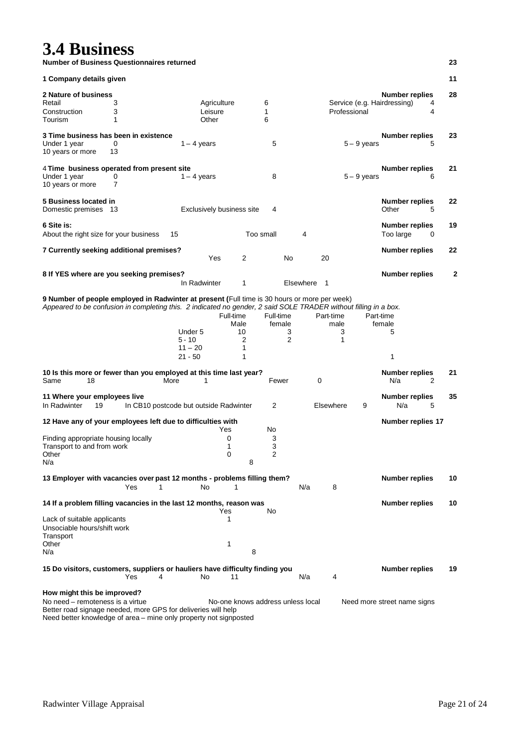# 3.4 Business

**Number of Business Questionnaires returned** **23**

**1 Company details given** **11**

**2 Nature of business** — **Number replies 28**

| | | | | | |
|---|---|---|---|---|---|
| Retail | 3 | Agriculture | 6 | Service (e.g. Hairdressing) | 4 |
| Construction | 3 | Leisure | 1 | Professional | 4 |
| Tourism | 1 | Other | 6 | | |

**3 Time business has been in existence** — **Number replies 23**

| | | | | | |
|---|---|---|---|---|---|
| Under 1 year | 0 | 1 – 4 years | 5 | 5 – 9 years | 5 |
| 10 years or more | 13 | | | | |

**4 Time business operated from present site** — **Number replies 21**

| | | | | | |
|---|---|---|---|---|---|
| Under 1 year | 0 | 1 – 4 years | 8 | 5 – 9 years | 6 |
| 10 years or more | 7 | | | | |

**5 Business located in** — **Number replies 22**

Domestic premises 13 | Exclusively business site 4 | Other 5

**6 Site is:** — **Number replies 19**

About the right size for your business 15 | Too small 4 | Too large 0

**7 Currently seeking additional premises?** — **Number replies 22**

Yes 2 | No 20

**8 If YES where are you seeking premises?** — **Number replies 2**

In Radwinter 1 | Elsewhere 1

**9 Number of people employed in Radwinter at present (**Full time is 30 hours or more per week)

*Appeared to be confusion in completing this. 2 indicated no gender, 2 said SOLE TRADER without filling in a box.*

| | Full-time Male | Full-time female | Part-time male | Part-time female |
|---|---|---|---|---|
| Under 5 | 10 | 3 | 3 | 5 |
| 5 - 10 | 2 | 2 | 1 | |
| 11 – 20 | 1 | | | |
| 21 - 50 | 1 | | | 1 |

**10 Is this more or fewer than you employed at this time last year?** — **Number replies 21**

Same 18 | More 1 | Fewer 0 | N/a 2

**11 Where your employees live** — **Number replies 35**

In Radwinter 19 | In CB10 postcode but outside Radwinter 2 | Elsewhere 9 | N/a 5

**12 Have any of your employees left due to difficulties with** — **Number replies 17**

| | Yes | No |
|---|---|---|
| Finding appropriate housing locally | 0 | 3 |
| Transport to and from work | 1 | 3 |
| Other | 0 | 2 |
| N/a | 8 | |

**13 Employer with vacancies over past 12 months - problems filling them?** — **Number replies 10**

Yes 1 | No 1 | N/a 8

**14 If a problem filling vacancies in the last 12 months, reason was** — **Number replies 10**

| | Yes | No |
|---|---|---|
| Lack of suitable applicants | 1 | |
| Unsociable hours/shift work | | |
| Transport | | |
| Other | 1 | |
| N/a | 8 | |

**15 Do visitors, customers, suppliers or hauliers have difficulty finding you** — **Number replies 19**

Yes 4 | No 11 | N/a 4

**How might this be improved?**

- No need – remoteness is a virtue
- No-one knows address unless local
- Need more street name signs
- Better road signage needed, more GPS for deliveries will help
- Need better knowledge of area – mine only property not signposted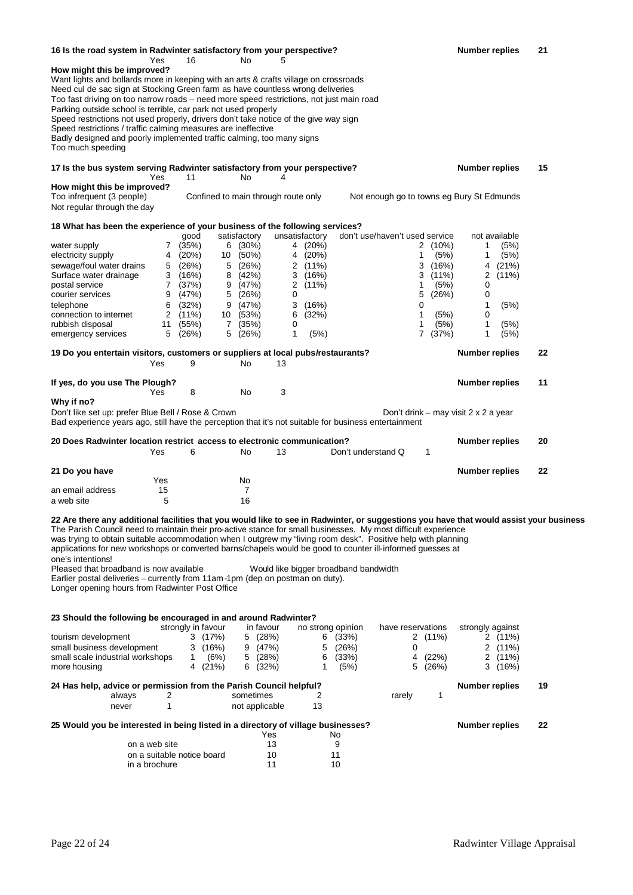**16 Is the road system in Radwinter satisfactory from your perspective?** **Number replies** 21

| Yes | 16 | No | 5 |
|---|---|---|---|

**How might this be improved?**

Want lights and bollards more in keeping with an arts & crafts village on crossroads
Need cul de sac sign at Stocking Green farm as have countless wrong deliveries
Too fast driving on too narrow roads – need more speed restrictions, not just main road
Parking outside school is terrible, car park not used properly
Speed restrictions not used properly, drivers don't take notice of the give way sign
Speed restrictions / traffic calming measures are ineffective
Badly designed and poorly implemented traffic calming, too many signs
Too much speeding

**17 Is the bus system serving Radwinter satisfactory from your perspective?** **Number replies** 15

| Yes | 11 | No | 4 |
|---|---|---|---|

**How might this be improved?**

Too infrequent (3 people)
Confined to main through route only
Not enough go to towns eg Bury St Edmunds
Not regular through the day

**18 What has been the experience of your business of the following services?**

| | good | satisfactory | unsatisfactory | don't use/haven't used service | not available |
|---|---|---|---|---|---|
| water supply | 7 (35%) | 6 (30%) | 4 (20%) | 2 (10%) | 1 (5%) |
| electricity supply | 4 (20%) | 10 (50%) | 4 (20%) | 1 (5%) | 1 (5%) |
| sewage/foul water drains | 5 (26%) | 5 (26%) | 2 (11%) | 3 (16%) | 4 (21%) |
| Surface water drainage | 3 (16%) | 8 (42%) | 3 (16%) | 3 (11%) | 2 (11%) |
| postal service | 7 (37%) | 9 (47%) | 2 (11%) | 1 (5%) | 0 |
| courier services | 9 (47%) | 5 (26%) | 0 | 5 (26%) | 0 |
| telephone | 6 (32%) | 9 (47%) | 3 (16%) | 0 | 1 (5%) |
| connection to internet | 2 (11%) | 10 (53%) | 6 (32%) | 1 (5%) | 0 |
| rubbish disposal | 11 (55%) | 7 (35%) | 0 | 1 (5%) | 1 (5%) |
| emergency services | 5 (26%) | 5 (26%) | 1 (5%) | 7 (37%) | 1 (5%) |

**19 Do you entertain visitors, customers or suppliers at local pubs/restaurants?** **Number replies** 22

| Yes | 9 | No | 13 |
|---|---|---|---|

**If yes, do you use The Plough?** **Number replies** 11

| Yes | 8 | No | 3 |
|---|---|---|---|

**Why if no?**

Don't like set up: prefer Blue Bell / Rose & Crown
Don't drink – may visit 2 x 2 a year
Bad experience years ago, still have the perception that it's not suitable for business entertainment

**20 Does Radwinter location restrict access to electronic communication?** **Number replies** 20

| Yes | 6 | No | 13 | Don't understand Q | 1 |
|---|---|---|---|---|---|

**21 Do you have** **Number replies** 22

| | Yes | No |
|---|---|---|
| an email address | 15 | 7 |
| a web site | 5 | 16 |

**22 Are there any additional facilities that you would like to see in Radwinter, or suggestions you have that would assist your business**

The Parish Council need to maintain their pro-active stance for small businesses. My most difficult experience was trying to obtain suitable accommodation when I outgrew my "living room desk". Positive help with planning applications for new workshops or converted barns/chapels would be good to counter ill-informed guesses at one's intentions!

Pleased that broadband is now available
Would like bigger broadband bandwidth
Earlier postal deliveries – currently from 11am-1pm (dep on postman on duty).
Longer opening hours from Radwinter Post Office

**23 Should the following be encouraged in and around Radwinter?**

| | strongly in favour | in favour | no strong opinion | have reservations | strongly against |
|---|---|---|---|---|---|
| tourism development | 3 (17%) | 5 (28%) | 6 (33%) | 2 (11%) | 2 (11%) |
| small business development | 3 (16%) | 9 (47%) | 5 (26%) | 0 | 2 (11%) |
| small scale industrial workshops | 1 (6%) | 5 (28%) | 6 (33%) | 4 (22%) | 2 (11%) |
| more housing | 4 (21%) | 6 (32%) | 1 (5%) | 5 (26%) | 3 (16%) |

**24 Has help, advice or permission from the Parish Council helpful?** **Number replies** 19

| always | 2 | sometimes | 2 | rarely | 1 |
|---|---|---|---|---|---|
| never | 1 | not applicable | 13 | | |

**25 Would you be interested in being listed in a directory of village businesses?** **Number replies** 22

| | Yes | No |
|---|---|---|
| on a web site | 13 | 9 |
| on a suitable notice board | 10 | 11 |
| in a brochure | 11 | 10 |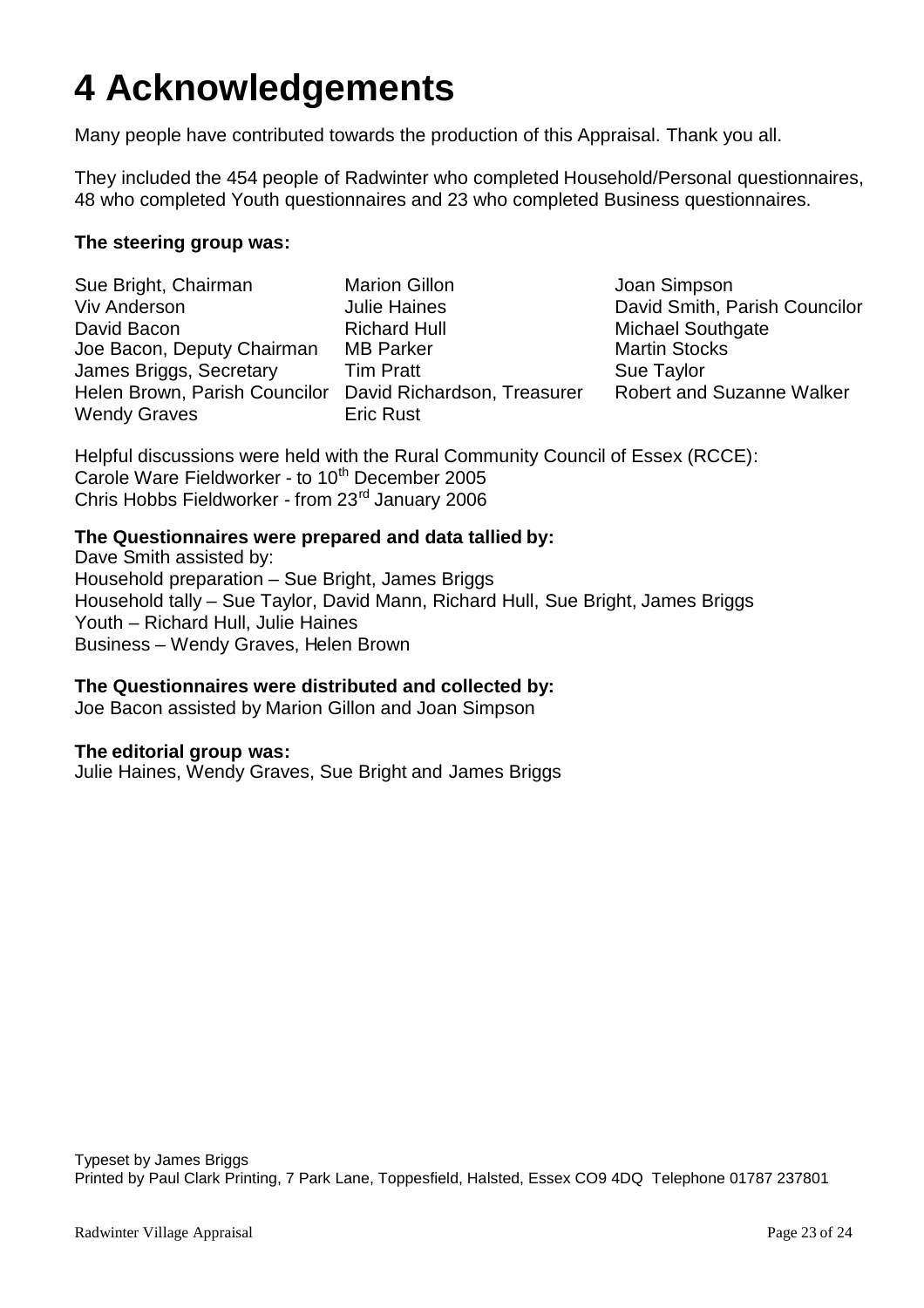# 4 Acknowledgements

Many people have contributed towards the production of this Appraisal. Thank you all.

They included the 454 people of Radwinter who completed Household/Personal questionnaires, 48 who completed Youth questionnaires and 23 who completed Business questionnaires.

**The steering group was:**

Sue Bright, Chairman
Viv Anderson
David Bacon
Joe Bacon, Deputy Chairman
James Briggs, Secretary
Helen Brown, Parish Councilor
Wendy Graves
Marion Gillon
Julie Haines
Richard Hull
MB Parker
Tim Pratt
David Richardson, Treasurer
Eric Rust
Joan Simpson
David Smith, Parish Councilor
Michael Southgate
Martin Stocks
Sue Taylor
Robert and Suzanne Walker

Helpful discussions were held with the Rural Community Council of Essex (RCCE):
Carole Ware Fieldworker - to 10th December 2005
Chris Hobbs Fieldworker - from 23rd January 2006

**The Questionnaires were prepared and data tallied by:**
Dave Smith assisted by:
Household preparation – Sue Bright, James Briggs
Household tally – Sue Taylor, David Mann, Richard Hull, Sue Bright, James Briggs
Youth – Richard Hull, Julie Haines
Business – Wendy Graves, Helen Brown

**The Questionnaires were distributed and collected by:**
Joe Bacon assisted by Marion Gillon and Joan Simpson

**The editorial group was:**
Julie Haines, Wendy Graves, Sue Bright and James Briggs

Typeset by James Briggs
Printed by Paul Clark Printing, 7 Park Lane, Toppesfield, Halsted, Essex CO9 4DQ Telephone 01787 237801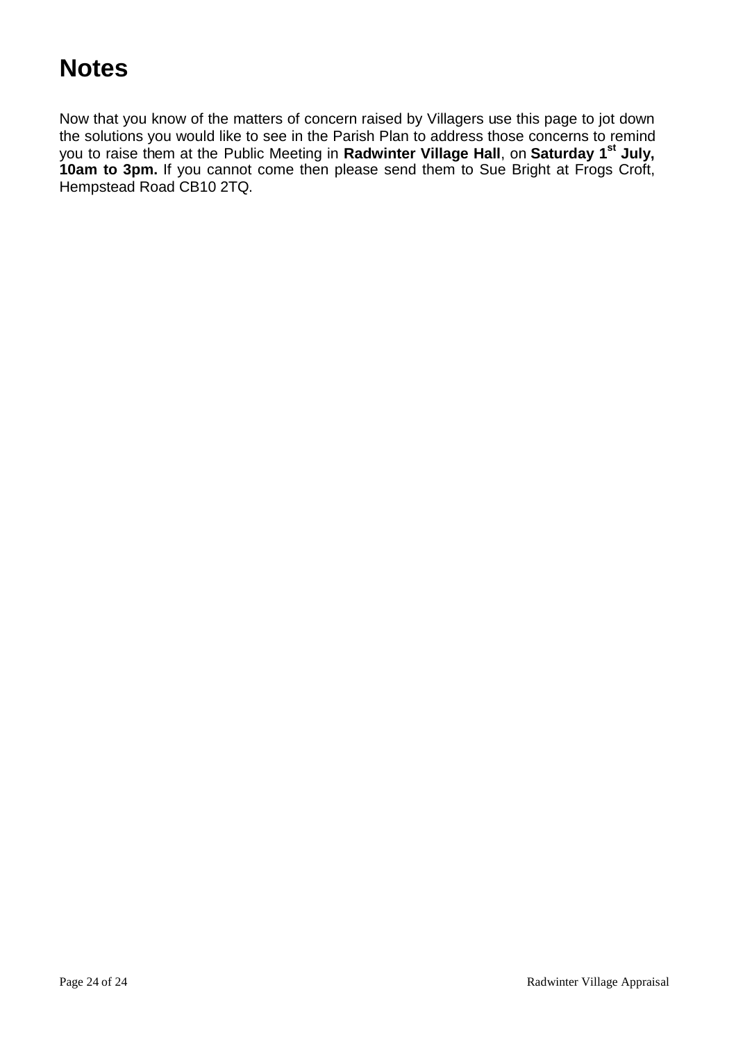# Notes

Now that you know of the matters of concern raised by Villagers use this page to jot down the solutions you would like to see in the Parish Plan to address those concerns to remind you to raise them at the Public Meeting in **Radwinter Village Hall**, on **Saturday 1st July, 10am to 3pm.** If you cannot come then please send them to Sue Bright at Frogs Croft, Hempstead Road CB10 2TQ.